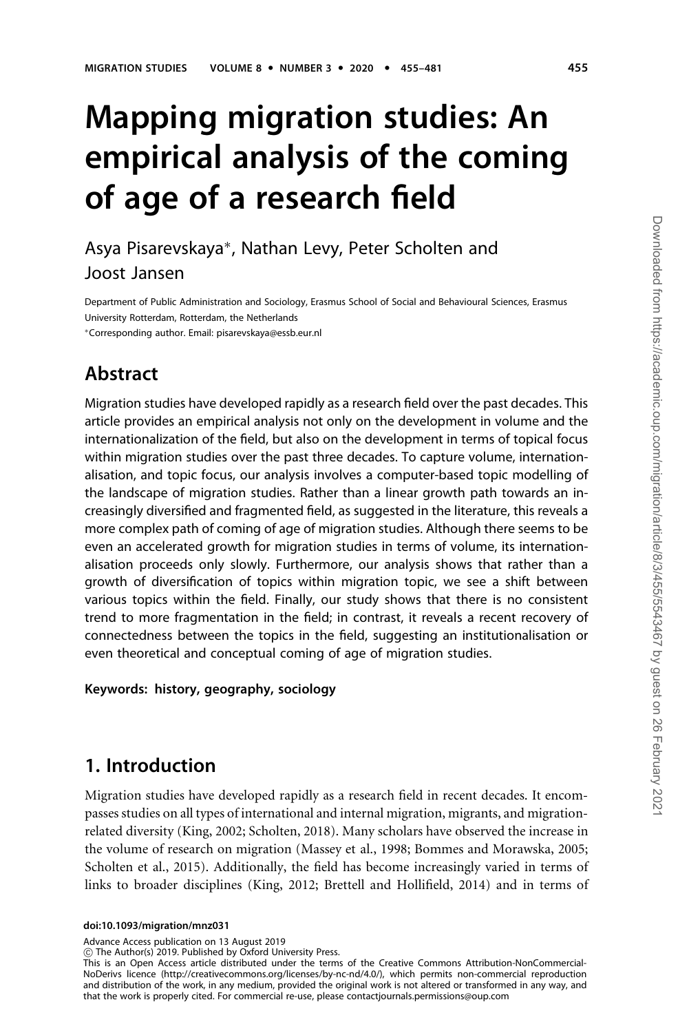# Mapping migration studies: An empirical analysis of the coming of age of a research field

Asya Pisarevskaya*, Nathan Levy, Peter Scholten and Joost Jansen

Department of Public Administration and Sociology, Erasmus School of Social and Behavioural Sciences, Erasmus University Rotterdam, Rotterdam, the Netherlands

*Corresponding author. Email: pisarevskaya@essb.eur.nl

## Abstract

Migration studies have developed rapidly as a research field over the past decades. This article provides an empirical analysis not only on the development in volume and the internationalization of the field, but also on the development in terms of topical focus within migration studies over the past three decades. To capture volume, internationalisation, and topic focus, our analysis involves a computer-based topic modelling of the landscape of migration studies. Rather than a linear growth path towards an increasingly diversified and fragmented field, as suggested in the literature, this reveals a more complex path of coming of age of migration studies. Although there seems to be even an accelerated growth for migration studies in terms of volume, its internationalisation proceeds only slowly. Furthermore, our analysis shows that rather than a growth of diversification of topics within migration topic, we see a shift between various topics within the field. Finally, our study shows that there is no consistent trend to more fragmentation in the field; in contrast, it reveals a recent recovery of connectedness between the topics in the field, suggesting an institutionalisation or even theoretical and conceptual coming of age of migration studies.

**Keywords:** **history, geography, sociology**

## 1. Introduction

Migration studies have developed rapidly as a research field in recent decades. It encompasses studies on all types of international and internal migration, migrants, and migration-related diversity (King, 2002; Scholten, 2018). Many scholars have observed the increase in the volume of research on migration (Massey et al., 1998; Bommes and Morawska, 2005; Scholten et al., 2015). Additionally, the field has become increasingly varied in terms of links to broader disciplines (King, 2012; Brettell and Hollifield, 2014) and in terms of

**doi:10.1093/migration/mnz031**

Advance Access publication on 13 August 2019

© The Author(s) 2019. Published by Oxford University Press.

This is an Open Access article distributed under the terms of the Creative Commons Attribution-NonCommercial-NoDerivs licence (http://creativecommons.org/licenses/by-nc-nd/4.0/), which permits non-commercial reproduction and distribution of the work, in any medium, provided the original work is not altered or transformed in any way, and that the work is properly cited. For commercial re-use, please contact journals.permissions@oup.com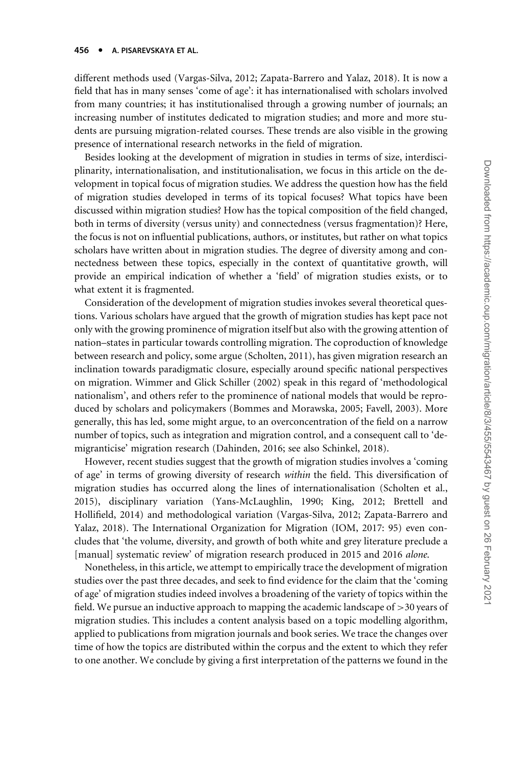different methods used (Vargas-Silva, 2012; Zapata-Barrero and Yalaz, 2018). It is now a field that has in many senses 'come of age': it has internationalised with scholars involved from many countries; it has institutionalised through a growing number of journals; an increasing number of institutes dedicated to migration studies; and more and more students are pursuing migration-related courses. These trends are also visible in the growing presence of international research networks in the field of migration.

Besides looking at the development of migration in studies in terms of size, interdisciplinarity, internationalisation, and institutionalisation, we focus in this article on the development in topical focus of migration studies. We address the question how has the field of migration studies developed in terms of its topical focuses? What topics have been discussed within migration studies? How has the topical composition of the field changed, both in terms of diversity (versus unity) and connectedness (versus fragmentation)? Here, the focus is not on influential publications, authors, or institutes, but rather on what topics scholars have written about in migration studies. The degree of diversity among and connectedness between these topics, especially in the context of quantitative growth, will provide an empirical indication of whether a 'field' of migration studies exists, or to what extent it is fragmented.

Consideration of the development of migration studies invokes several theoretical questions. Various scholars have argued that the growth of migration studies has kept pace not only with the growing prominence of migration itself but also with the growing attention of nation–states in particular towards controlling migration. The coproduction of knowledge between research and policy, some argue (Scholten, 2011), has given migration research an inclination towards paradigmatic closure, especially around specific national perspectives on migration. Wimmer and Glick Schiller (2002) speak in this regard of 'methodological nationalism', and others refer to the prominence of national models that would be reproduced by scholars and policymakers (Bommes and Morawska, 2005; Favell, 2003). More generally, this has led, some might argue, to an overconcentration of the field on a narrow number of topics, such as integration and migration control, and a consequent call to 'de-migranticise' migration research (Dahinden, 2016; see also Schinkel, 2018).

However, recent studies suggest that the growth of migration studies involves a 'coming of age' in terms of growing diversity of research *within* the field. This diversification of migration studies has occurred along the lines of internationalisation (Scholten et al., 2015), disciplinary variation (Yans-McLaughlin, 1990; King, 2012; Brettell and Hollifield, 2014) and methodological variation (Vargas-Silva, 2012; Zapata-Barrero and Yalaz, 2018). The International Organization for Migration (IOM, 2017: 95) even concludes that 'the volume, diversity, and growth of both white and grey literature preclude a [manual] systematic review' of migration research produced in 2015 and 2016 *alone*.

Nonetheless, in this article, we attempt to empirically trace the development of migration studies over the past three decades, and seek to find evidence for the claim that the 'coming of age' of migration studies indeed involves a broadening of the variety of topics within the field. We pursue an inductive approach to mapping the academic landscape of >30 years of migration studies. This includes a content analysis based on a topic modelling algorithm, applied to publications from migration journals and book series. We trace the changes over time of how the topics are distributed within the corpus and the extent to which they refer to one another. We conclude by giving a first interpretation of the patterns we found in the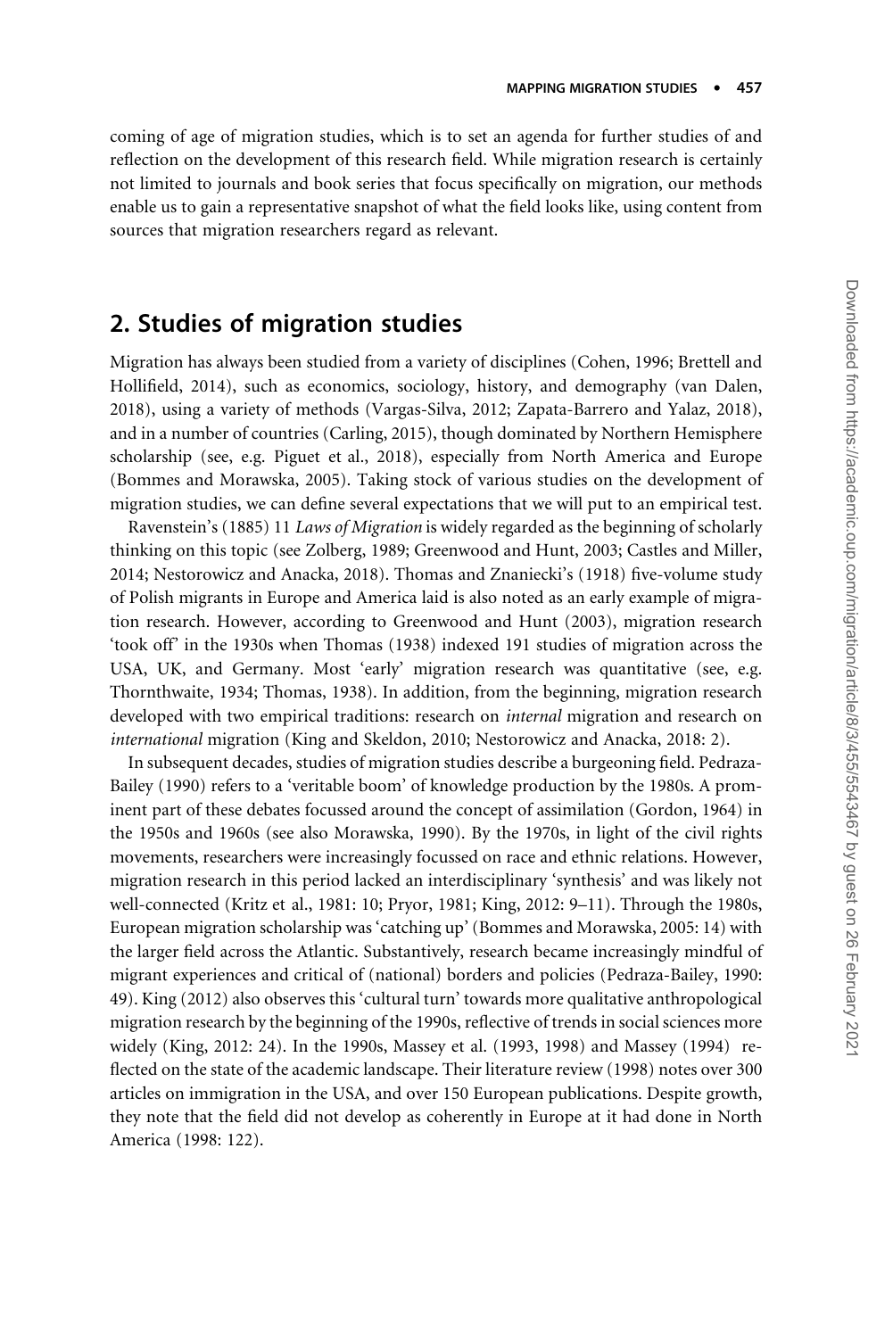coming of age of migration studies, which is to set an agenda for further studies of and reflection on the development of this research field. While migration research is certainly not limited to journals and book series that focus specifically on migration, our methods enable us to gain a representative snapshot of what the field looks like, using content from sources that migration researchers regard as relevant.

## 2. Studies of migration studies

Migration has always been studied from a variety of disciplines (Cohen, 1996; Brettell and Hollifield, 2014), such as economics, sociology, history, and demography (van Dalen, 2018), using a variety of methods (Vargas-Silva, 2012; Zapata-Barrero and Yalaz, 2018), and in a number of countries (Carling, 2015), though dominated by Northern Hemisphere scholarship (see, e.g. Piguet et al., 2018), especially from North America and Europe (Bommes and Morawska, 2005). Taking stock of various studies on the development of migration studies, we can define several expectations that we will put to an empirical test.

Ravenstein's (1885) 11 *Laws of Migration* is widely regarded as the beginning of scholarly thinking on this topic (see Zolberg, 1989; Greenwood and Hunt, 2003; Castles and Miller, 2014; Nestorowicz and Anacka, 2018). Thomas and Znaniecki's (1918) five-volume study of Polish migrants in Europe and America laid is also noted as an early example of migration research. However, according to Greenwood and Hunt (2003), migration research 'took off' in the 1930s when Thomas (1938) indexed 191 studies of migration across the USA, UK, and Germany. Most 'early' migration research was quantitative (see, e.g. Thornthwaite, 1934; Thomas, 1938). In addition, from the beginning, migration research developed with two empirical traditions: research on *internal* migration and research on *international* migration (King and Skeldon, 2010; Nestorowicz and Anacka, 2018: 2).

In subsequent decades, studies of migration studies describe a burgeoning field. Pedraza-Bailey (1990) refers to a 'veritable boom' of knowledge production by the 1980s. A prominent part of these debates focussed around the concept of assimilation (Gordon, 1964) in the 1950s and 1960s (see also Morawska, 1990). By the 1970s, in light of the civil rights movements, researchers were increasingly focussed on race and ethnic relations. However, migration research in this period lacked an interdisciplinary 'synthesis' and was likely not well-connected (Kritz et al., 1981: 10; Pryor, 1981; King, 2012: 9–11). Through the 1980s, European migration scholarship was 'catching up' (Bommes and Morawska, 2005: 14) with the larger field across the Atlantic. Substantively, research became increasingly mindful of migrant experiences and critical of (national) borders and policies (Pedraza-Bailey, 1990: 49). King (2012) also observes this 'cultural turn' towards more qualitative anthropological migration research by the beginning of the 1990s, reflective of trends in social sciences more widely (King, 2012: 24). In the 1990s, Massey et al. (1993, 1998) and Massey (1994) reflected on the state of the academic landscape. Their literature review (1998) notes over 300 articles on immigration in the USA, and over 150 European publications. Despite growth, they note that the field did not develop as coherently in Europe at it had done in North America (1998: 122).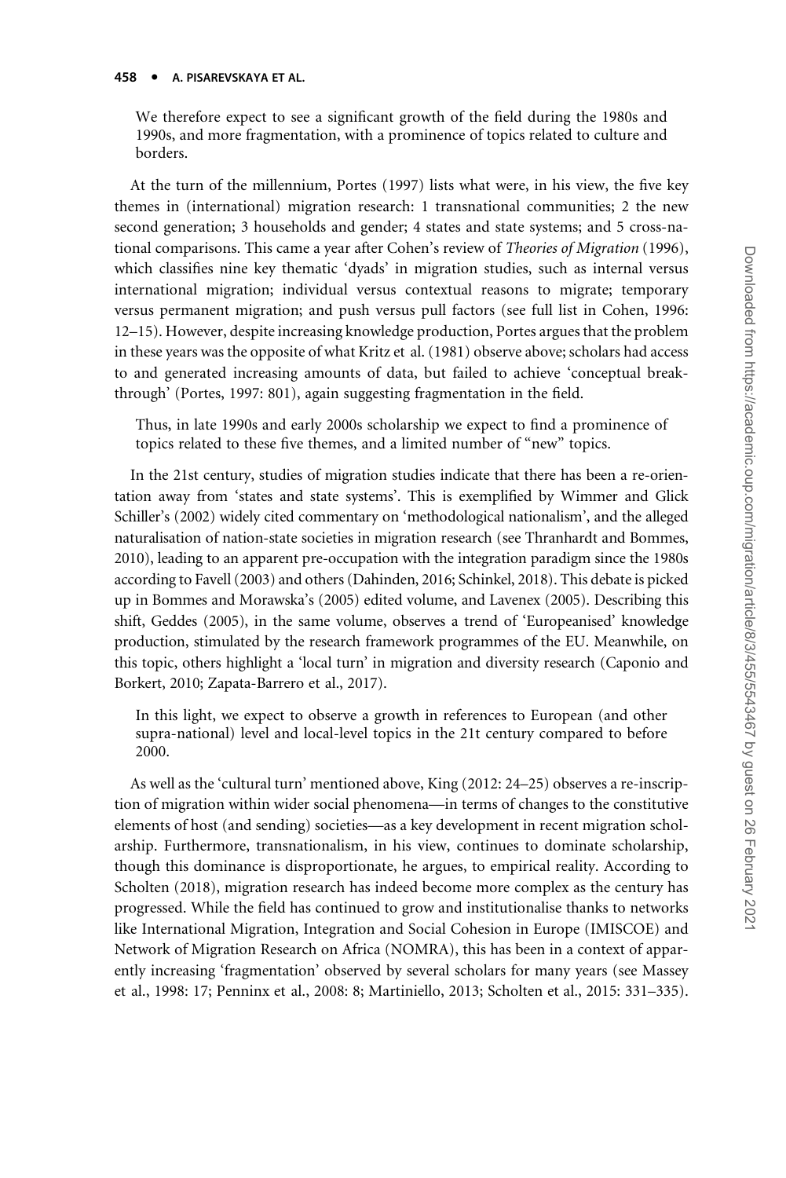We therefore expect to see a significant growth of the field during the 1980s and 1990s, and more fragmentation, with a prominence of topics related to culture and borders.

At the turn of the millennium, Portes (1997) lists what were, in his view, the five key themes in (international) migration research: 1 transnational communities; 2 the new second generation; 3 households and gender; 4 states and state systems; and 5 cross-national comparisons. This came a year after Cohen's review of *Theories of Migration* (1996), which classifies nine key thematic 'dyads' in migration studies, such as internal versus international migration; individual versus contextual reasons to migrate; temporary versus permanent migration; and push versus pull factors (see full list in Cohen, 1996: 12–15). However, despite increasing knowledge production, Portes argues that the problem in these years was the opposite of what Kritz et al. (1981) observe above; scholars had access to and generated increasing amounts of data, but failed to achieve 'conceptual breakthrough' (Portes, 1997: 801), again suggesting fragmentation in the field.

Thus, in late 1990s and early 2000s scholarship we expect to find a prominence of topics related to these five themes, and a limited number of "new" topics.

In the 21st century, studies of migration studies indicate that there has been a re-orientation away from 'states and state systems'. This is exemplified by Wimmer and Glick Schiller's (2002) widely cited commentary on 'methodological nationalism', and the alleged naturalisation of nation-state societies in migration research (see Thranhardt and Bommes, 2010), leading to an apparent pre-occupation with the integration paradigm since the 1980s according to Favell (2003) and others (Dahinden, 2016; Schinkel, 2018). This debate is picked up in Bommes and Morawska's (2005) edited volume, and Lavenex (2005). Describing this shift, Geddes (2005), in the same volume, observes a trend of 'Europeanised' knowledge production, stimulated by the research framework programmes of the EU. Meanwhile, on this topic, others highlight a 'local turn' in migration and diversity research (Caponio and Borkert, 2010; Zapata-Barrero et al., 2017).

In this light, we expect to observe a growth in references to European (and other supra-national) level and local-level topics in the 21t century compared to before 2000.

As well as the 'cultural turn' mentioned above, King (2012: 24–25) observes a re-inscription of migration within wider social phenomena—in terms of changes to the constitutive elements of host (and sending) societies—as a key development in recent migration scholarship. Furthermore, transnationalism, in his view, continues to dominate scholarship, though this dominance is disproportionate, he argues, to empirical reality. According to Scholten (2018), migration research has indeed become more complex as the century has progressed. While the field has continued to grow and institutionalise thanks to networks like International Migration, Integration and Social Cohesion in Europe (IMISCOE) and Network of Migration Research on Africa (NOMRA), this has been in a context of apparently increasing 'fragmentation' observed by several scholars for many years (see Massey et al., 1998: 17; Penninx et al., 2008: 8; Martiniello, 2013; Scholten et al., 2015: 331–335).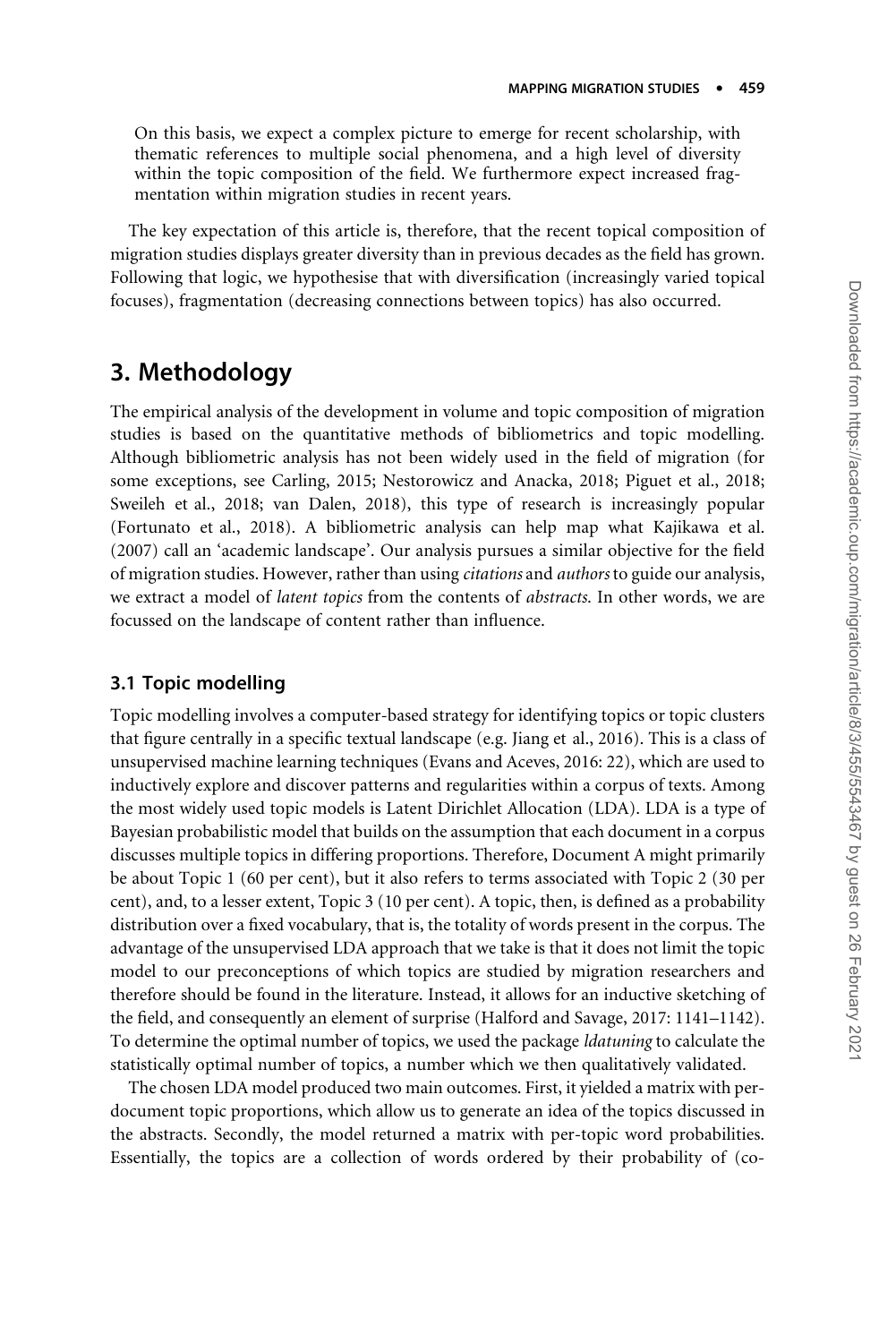On this basis, we expect a complex picture to emerge for recent scholarship, with thematic references to multiple social phenomena, and a high level of diversity within the topic composition of the field. We furthermore expect increased fragmentation within migration studies in recent years.

The key expectation of this article is, therefore, that the recent topical composition of migration studies displays greater diversity than in previous decades as the field has grown. Following that logic, we hypothesise that with diversification (increasingly varied topical focuses), fragmentation (decreasing connections between topics) has also occurred.

## 3. Methodology

The empirical analysis of the development in volume and topic composition of migration studies is based on the quantitative methods of bibliometrics and topic modelling. Although bibliometric analysis has not been widely used in the field of migration (for some exceptions, see Carling, 2015; Nestorowicz and Anacka, 2018; Piguet et al., 2018; Sweileh et al., 2018; van Dalen, 2018), this type of research is increasingly popular (Fortunato et al., 2018). A bibliometric analysis can help map what Kajikawa et al. (2007) call an 'academic landscape'. Our analysis pursues a similar objective for the field of migration studies. However, rather than using *citations* and *authors* to guide our analysis, we extract a model of *latent topics* from the contents of *abstracts*. In other words, we are focussed on the landscape of content rather than influence.

### 3.1 Topic modelling

Topic modelling involves a computer-based strategy for identifying topics or topic clusters that figure centrally in a specific textual landscape (e.g. Jiang et al., 2016). This is a class of unsupervised machine learning techniques (Evans and Aceves, 2016: 22), which are used to inductively explore and discover patterns and regularities within a corpus of texts. Among the most widely used topic models is Latent Dirichlet Allocation (LDA). LDA is a type of Bayesian probabilistic model that builds on the assumption that each document in a corpus discusses multiple topics in differing proportions. Therefore, Document A might primarily be about Topic 1 (60 per cent), but it also refers to terms associated with Topic 2 (30 per cent), and, to a lesser extent, Topic 3 (10 per cent). A topic, then, is defined as a probability distribution over a fixed vocabulary, that is, the totality of words present in the corpus. The advantage of the unsupervised LDA approach that we take is that it does not limit the topic model to our preconceptions of which topics are studied by migration researchers and therefore should be found in the literature. Instead, it allows for an inductive sketching of the field, and consequently an element of surprise (Halford and Savage, 2017: 1141–1142). To determine the optimal number of topics, we used the package *ldatuning* to calculate the statistically optimal number of topics, a number which we then qualitatively validated.

The chosen LDA model produced two main outcomes. First, it yielded a matrix with per-document topic proportions, which allow us to generate an idea of the topics discussed in the abstracts. Secondly, the model returned a matrix with per-topic word probabilities. Essentially, the topics are a collection of words ordered by their probability of (co-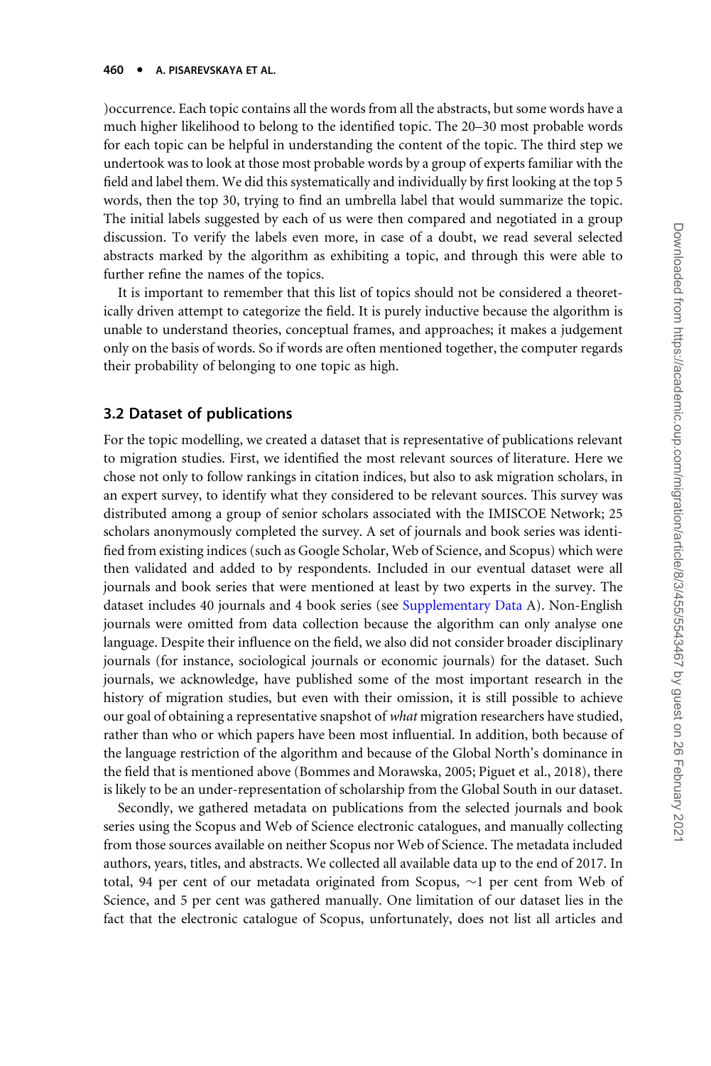)occurrence. Each topic contains all the words from all the abstracts, but some words have a much higher likelihood to belong to the identified topic. The 20–30 most probable words for each topic can be helpful in understanding the content of the topic. The third step we undertook was to look at those most probable words by a group of experts familiar with the field and label them. We did this systematically and individually by first looking at the top 5 words, then the top 30, trying to find an umbrella label that would summarize the topic. The initial labels suggested by each of us were then compared and negotiated in a group discussion. To verify the labels even more, in case of a doubt, we read several selected abstracts marked by the algorithm as exhibiting a topic, and through this were able to further refine the names of the topics.

It is important to remember that this list of topics should not be considered a theoretically driven attempt to categorize the field. It is purely inductive because the algorithm is unable to understand theories, conceptual frames, and approaches; it makes a judgement only on the basis of words. So if words are often mentioned together, the computer regards their probability of belonging to one topic as high.

### 3.2 Dataset of publications

For the topic modelling, we created a dataset that is representative of publications relevant to migration studies. First, we identified the most relevant sources of literature. Here we chose not only to follow rankings in citation indices, but also to ask migration scholars, in an expert survey, to identify what they considered to be relevant sources. This survey was distributed among a group of senior scholars associated with the IMISCOE Network; 25 scholars anonymously completed the survey. A set of journals and book series was identified from existing indices (such as Google Scholar, Web of Science, and Scopus) which were then validated and added to by respondents. Included in our eventual dataset were all journals and book series that were mentioned at least by two experts in the survey. The dataset includes 40 journals and 4 book series (see Supplementary Data A). Non-English journals were omitted from data collection because the algorithm can only analyse one language. Despite their influence on the field, we also did not consider broader disciplinary journals (for instance, sociological journals or economic journals) for the dataset. Such journals, we acknowledge, have published some of the most important research in the history of migration studies, but even with their omission, it is still possible to achieve our goal of obtaining a representative snapshot of *what* migration researchers have studied, rather than who or which papers have been most influential. In addition, both because of the language restriction of the algorithm and because of the Global North's dominance in the field that is mentioned above (Bommes and Morawska, 2005; Piguet et al., 2018), there is likely to be an under-representation of scholarship from the Global South in our dataset.

Secondly, we gathered metadata on publications from the selected journals and book series using the Scopus and Web of Science electronic catalogues, and manually collecting from those sources available on neither Scopus nor Web of Science. The metadata included authors, years, titles, and abstracts. We collected all available data up to the end of 2017. In total, 94 per cent of our metadata originated from Scopus, ~1 per cent from Web of Science, and 5 per cent was gathered manually. One limitation of our dataset lies in the fact that the electronic catalogue of Scopus, unfortunately, does not list all articles and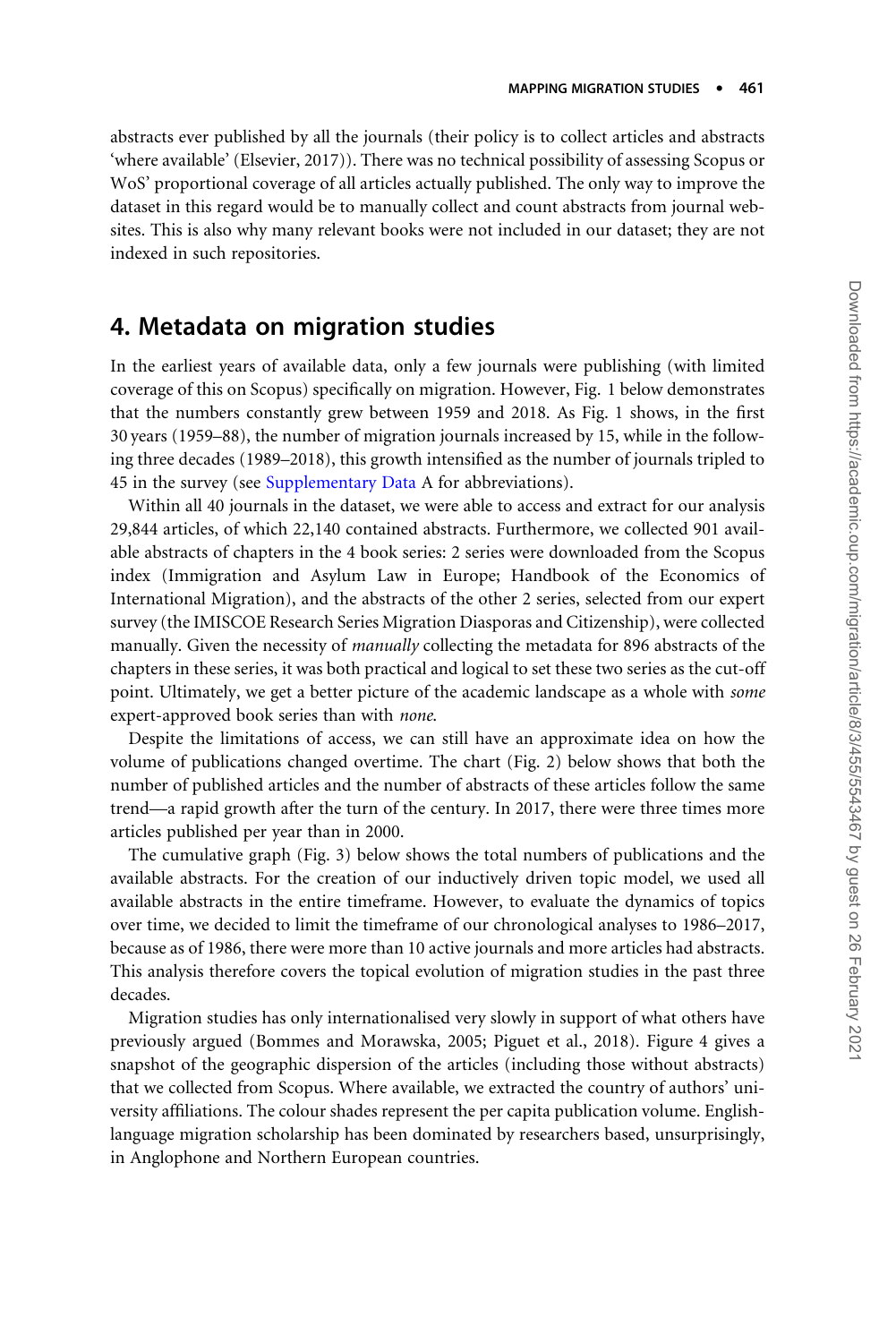abstracts ever published by all the journals (their policy is to collect articles and abstracts 'where available' (Elsevier, 2017)). There was no technical possibility of assessing Scopus or WoS' proportional coverage of all articles actually published. The only way to improve the dataset in this regard would be to manually collect and count abstracts from journal websites. This is also why many relevant books were not included in our dataset; they are not indexed in such repositories.

## 4. Metadata on migration studies

In the earliest years of available data, only a few journals were publishing (with limited coverage of this on Scopus) specifically on migration. However, Fig. 1 below demonstrates that the numbers constantly grew between 1959 and 2018. As Fig. 1 shows, in the first 30 years (1959–88), the number of migration journals increased by 15, while in the following three decades (1989–2018), this growth intensified as the number of journals tripled to 45 in the survey (see Supplementary Data A for abbreviations).

Within all 40 journals in the dataset, we were able to access and extract for our analysis 29,844 articles, of which 22,140 contained abstracts. Furthermore, we collected 901 available abstracts of chapters in the 4 book series: 2 series were downloaded from the Scopus index (Immigration and Asylum Law in Europe; Handbook of the Economics of International Migration), and the abstracts of the other 2 series, selected from our expert survey (the IMISCOE Research Series Migration Diasporas and Citizenship), were collected manually. Given the necessity of *manually* collecting the metadata for 896 abstracts of the chapters in these series, it was both practical and logical to set these two series as the cut-off point. Ultimately, we get a better picture of the academic landscape as a whole with *some* expert-approved book series than with *none*.

Despite the limitations of access, we can still have an approximate idea on how the volume of publications changed overtime. The chart (Fig. 2) below shows that both the number of published articles and the number of abstracts of these articles follow the same trend—a rapid growth after the turn of the century. In 2017, there were three times more articles published per year than in 2000.

The cumulative graph (Fig. 3) below shows the total numbers of publications and the available abstracts. For the creation of our inductively driven topic model, we used all available abstracts in the entire timeframe. However, to evaluate the dynamics of topics over time, we decided to limit the timeframe of our chronological analyses to 1986–2017, because as of 1986, there were more than 10 active journals and more articles had abstracts. This analysis therefore covers the topical evolution of migration studies in the past three decades.

Migration studies has only internationalised very slowly in support of what others have previously argued (Bommes and Morawska, 2005; Piguet et al., 2018). Figure 4 gives a snapshot of the geographic dispersion of the articles (including those without abstracts) that we collected from Scopus. Where available, we extracted the country of authors' university affiliations. The colour shades represent the per capita publication volume. English-language migration scholarship has been dominated by researchers based, unsurprisingly, in Anglophone and Northern European countries.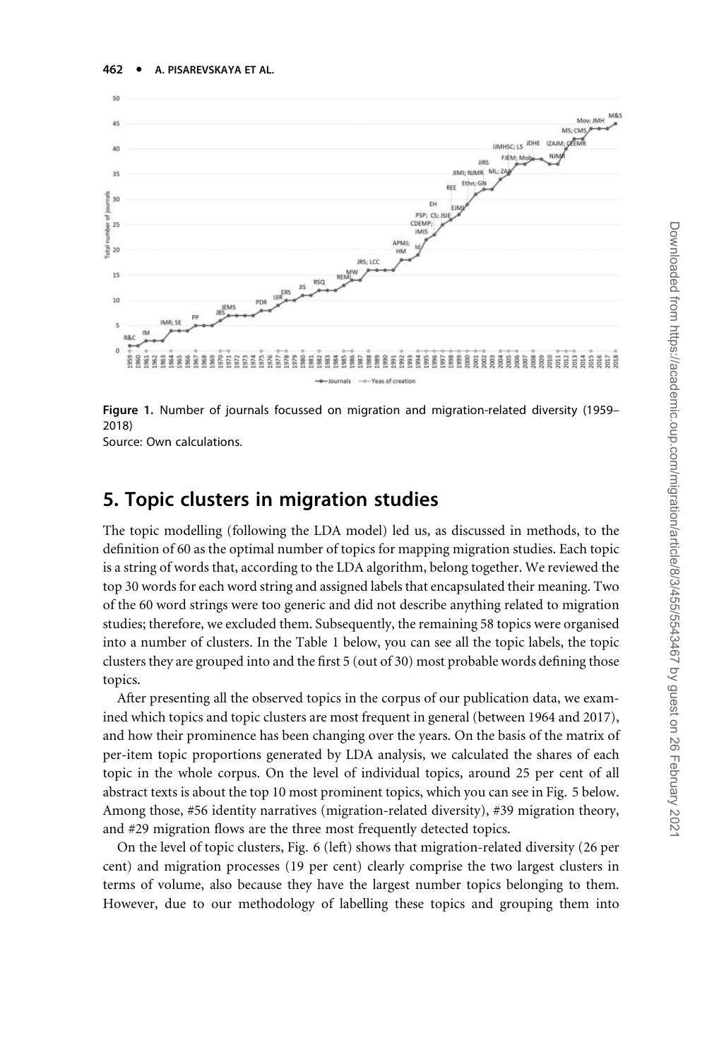**Figure 1.** Number of journals focussed on migration and migration-related diversity (1959–2018)
Source: Own calculations.

## 5. Topic clusters in migration studies

The topic modelling (following the LDA model) led us, as discussed in methods, to the definition of 60 as the optimal number of topics for mapping migration studies. Each topic is a string of words that, according to the LDA algorithm, belong together. We reviewed the top 30 words for each word string and assigned labels that encapsulated their meaning. Two of the 60 word strings were too generic and did not describe anything related to migration studies; therefore, we excluded them. Subsequently, the remaining 58 topics were organised into a number of clusters. In the Table 1 below, you can see all the topic labels, the topic clusters they are grouped into and the first 5 (out of 30) most probable words defining those topics.

After presenting all the observed topics in the corpus of our publication data, we examined which topics and topic clusters are most frequent in general (between 1964 and 2017), and how their prominence has been changing over the years. On the basis of the matrix of per-item topic proportions generated by LDA analysis, we calculated the shares of each topic in the whole corpus. On the level of individual topics, around 25 per cent of all abstract texts is about the top 10 most prominent topics, which you can see in Fig. 5 below. Among those, #56 identity narratives (migration-related diversity), #39 migration theory, and #29 migration flows are the three most frequently detected topics.

On the level of topic clusters, Fig. 6 (left) shows that migration-related diversity (26 per cent) and migration processes (19 per cent) clearly comprise the two largest clusters in terms of volume, also because they have the largest number topics belonging to them. However, due to our methodology of labelling these topics and grouping them into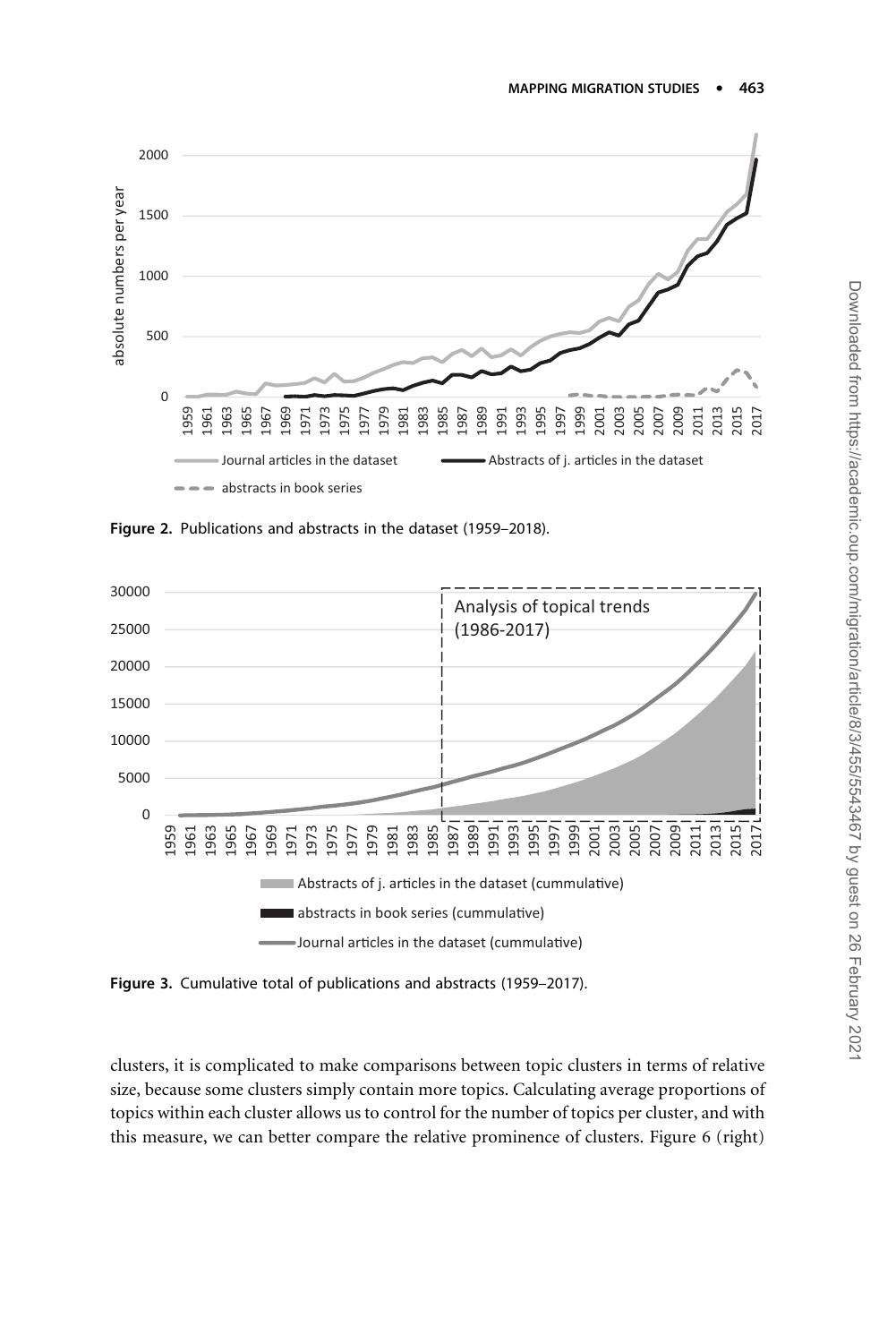**Figure 2.** Publications and abstracts in the dataset (1959–2018).

**Figure 3.** Cumulative total of publications and abstracts (1959–2017).

clusters, it is complicated to make comparisons between topic clusters in terms of relative size, because some clusters simply contain more topics. Calculating average proportions of topics within each cluster allows us to control for the number of topics per cluster, and with this measure, we can better compare the relative prominence of clusters. Figure 6 (right)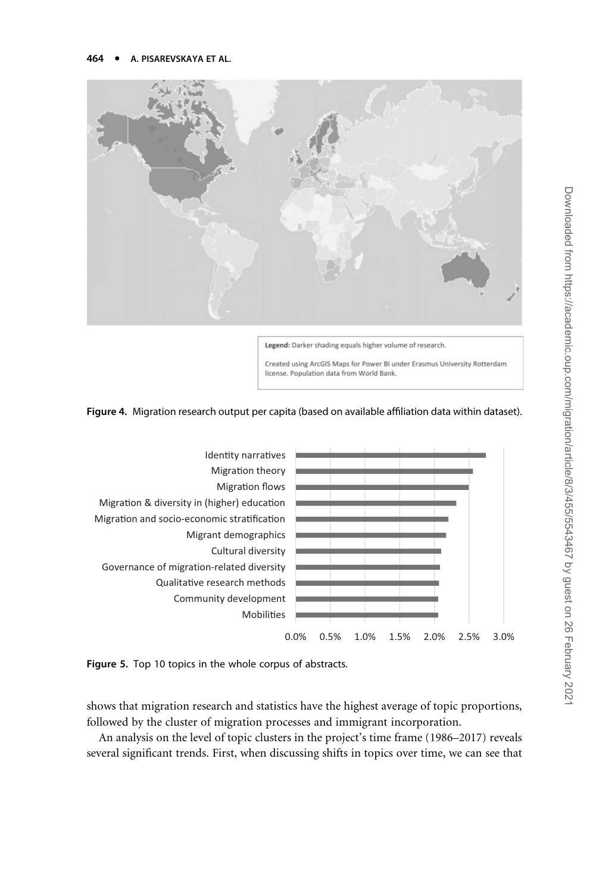Legend: Darker shading equals higher volume of research.

Created using ArcGIS Maps for Power BI under Erasmus University Rotterdam license. Population data from World Bank.

**Figure 4.** Migration research output per capita (based on available affiliation data within dataset).

**Figure 5.** Top 10 topics in the whole corpus of abstracts.

shows that migration research and statistics have the highest average of topic proportions, followed by the cluster of migration processes and immigrant incorporation.

An analysis on the level of topic clusters in the project's time frame (1986–2017) reveals several significant trends. First, when discussing shifts in topics over time, we can see that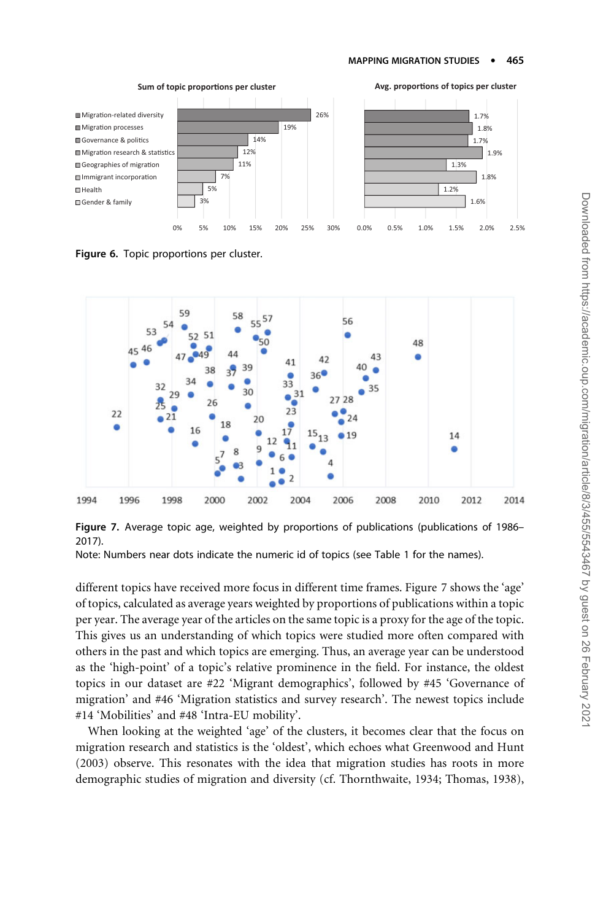**Figure 6.** Topic proportions per cluster.

**Figure 7.** Average topic age, weighted by proportions of publications (publications of 1986–2017).

Note: Numbers near dots indicate the numeric id of topics (see Table 1 for the names).

different topics have received more focus in different time frames. Figure 7 shows the 'age' of topics, calculated as average years weighted by proportions of publications within a topic per year. The average year of the articles on the same topic is a proxy for the age of the topic. This gives us an understanding of which topics were studied more often compared with others in the past and which topics are emerging. Thus, an average year can be understood as the 'high-point' of a topic's relative prominence in the field. For instance, the oldest topics in our dataset are #22 'Migrant demographics', followed by #45 'Governance of migration' and #46 'Migration statistics and survey research'. The newest topics include #14 'Mobilities' and #48 'Intra-EU mobility'.

When looking at the weighted 'age' of the clusters, it becomes clear that the focus on migration research and statistics is the 'oldest', which echoes what Greenwood and Hunt (2003) observe. This resonates with the idea that migration studies has roots in more demographic studies of migration and diversity (cf. Thornthwaite, 1934; Thomas, 1938),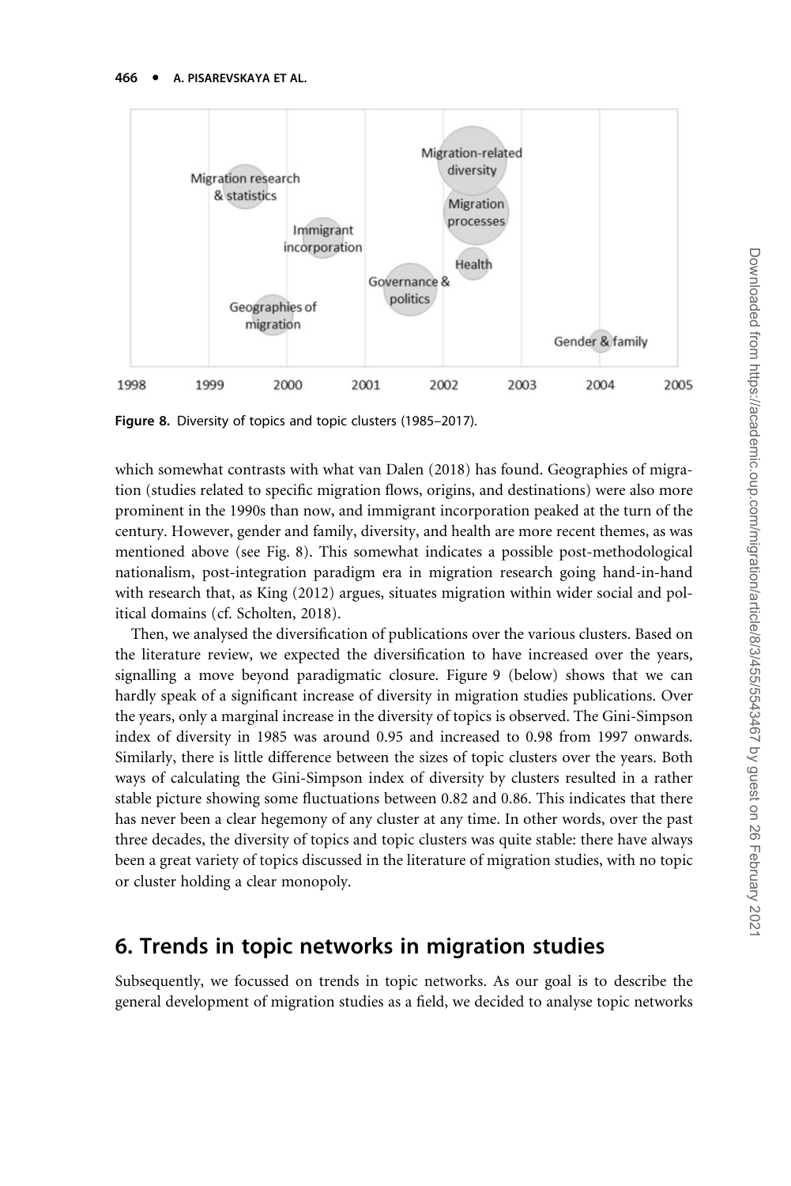Figure 8. Diversity of topics and topic clusters (1985–2017).

which somewhat contrasts with what van Dalen (2018) has found. Geographies of migration (studies related to specific migration flows, origins, and destinations) were also more prominent in the 1990s than now, and immigrant incorporation peaked at the turn of the century. However, gender and family, diversity, and health are more recent themes, as was mentioned above (see Fig. 8). This somewhat indicates a possible post-methodological nationalism, post-integration paradigm era in migration research going hand-in-hand with research that, as King (2012) argues, situates migration within wider social and political domains (cf. Scholten, 2018).

Then, we analysed the diversification of publications over the various clusters. Based on the literature review, we expected the diversification to have increased over the years, signalling a move beyond paradigmatic closure. Figure 9 (below) shows that we can hardly speak of a significant increase of diversity in migration studies publications. Over the years, only a marginal increase in the diversity of topics is observed. The Gini-Simpson index of diversity in 1985 was around 0.95 and increased to 0.98 from 1997 onwards. Similarly, there is little difference between the sizes of topic clusters over the years. Both ways of calculating the Gini-Simpson index of diversity by clusters resulted in a rather stable picture showing some fluctuations between 0.82 and 0.86. This indicates that there has never been a clear hegemony of any cluster at any time. In other words, over the past three decades, the diversity of topics and topic clusters was quite stable: there have always been a great variety of topics discussed in the literature of migration studies, with no topic or cluster holding a clear monopoly.

## 6. Trends in topic networks in migration studies

Subsequently, we focussed on trends in topic networks. As our goal is to describe the general development of migration studies as a field, we decided to analyse topic networks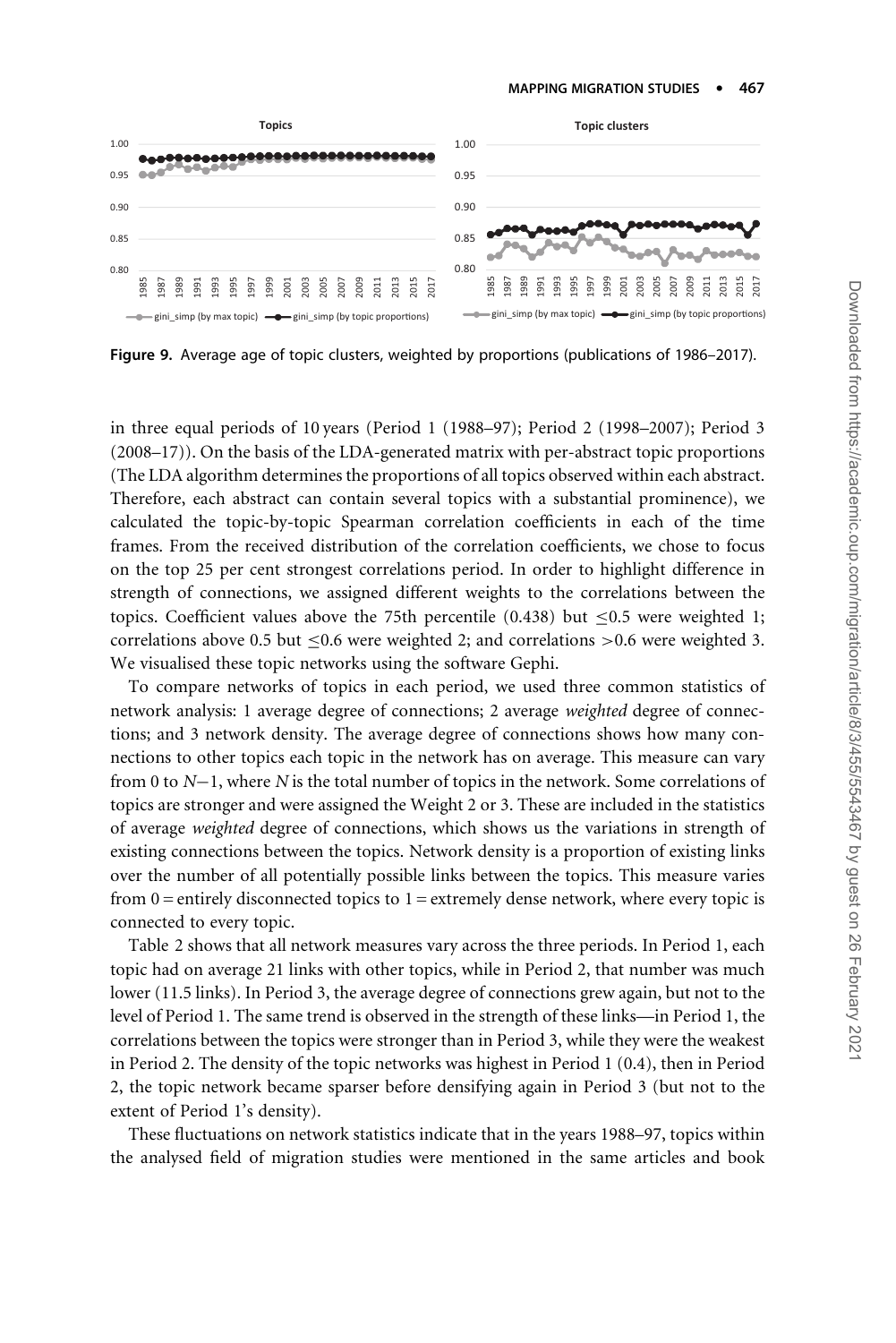Figure 9. Average age of topic clusters, weighted by proportions (publications of 1986–2017).

in three equal periods of 10 years (Period 1 (1988–97); Period 2 (1998–2007); Period 3 (2008–17)). On the basis of the LDA-generated matrix with per-abstract topic proportions (The LDA algorithm determines the proportions of all topics observed within each abstract. Therefore, each abstract can contain several topics with a substantial prominence), we calculated the topic-by-topic Spearman correlation coefficients in each of the time frames. From the received distribution of the correlation coefficients, we chose to focus on the top 25 per cent strongest correlations period. In order to highlight difference in strength of connections, we assigned different weights to the correlations between the topics. Coefficient values above the 75th percentile (0.438) but ≤0.5 were weighted 1; correlations above 0.5 but ≤0.6 were weighted 2; and correlations >0.6 were weighted 3. We visualised these topic networks using the software Gephi.

To compare networks of topics in each period, we used three common statistics of network analysis: 1 average degree of connections; 2 average *weighted* degree of connections; and 3 network density. The average degree of connections shows how many connections to other topics each topic in the network has on average. This measure can vary from 0 to $N-1$, where $N$ is the total number of topics in the network. Some correlations of topics are stronger and were assigned the Weight 2 or 3. These are included in the statistics of average *weighted* degree of connections, which shows us the variations in strength of existing connections between the topics. Network density is a proportion of existing links over the number of all potentially possible links between the topics. This measure varies from 0 = entirely disconnected topics to 1 = extremely dense network, where every topic is connected to every topic.

Table 2 shows that all network measures vary across the three periods. In Period 1, each topic had on average 21 links with other topics, while in Period 2, that number was much lower (11.5 links). In Period 3, the average degree of connections grew again, but not to the level of Period 1. The same trend is observed in the strength of these links—in Period 1, the correlations between the topics were stronger than in Period 3, while they were the weakest in Period 2. The density of the topic networks was highest in Period 1 (0.4), then in Period 2, the topic network became sparser before densifying again in Period 3 (but not to the extent of Period 1's density).

These fluctuations on network statistics indicate that in the years 1988–97, topics within the analysed field of migration studies were mentioned in the same articles and book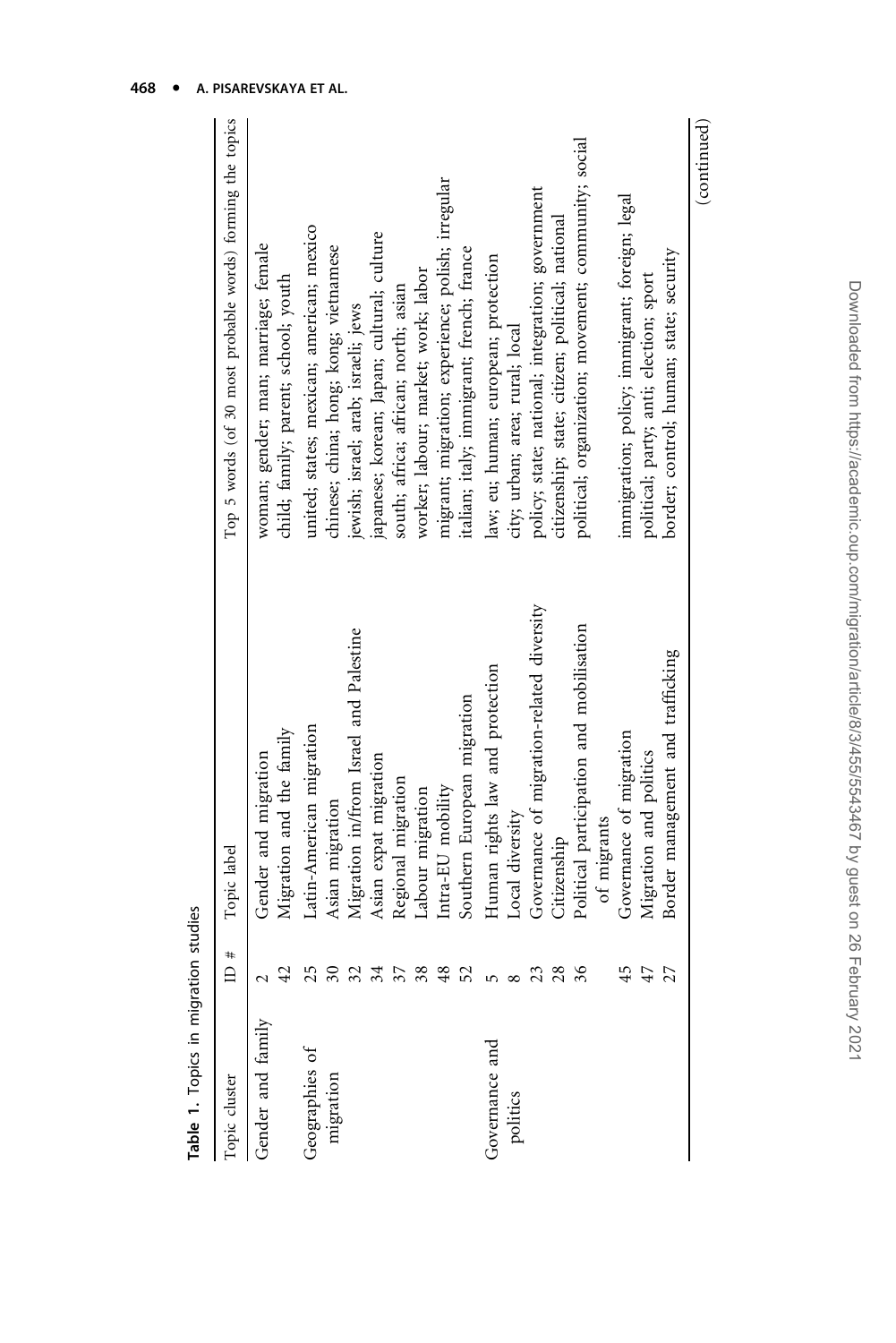**Table 1.** Topics in migration studies

| Topic cluster | ID # | Topic label | Top 5 words (of 30 most probable words) forming the topics |
|---|---|---|---|
| Gender and family | 2 | Gender and migration | woman; gender; man; marriage; female |
| | 42 | Migration and the family | child; family; parent; school; youth |
| Geographies of migration | 25 | Latin-American migration | united; states; mexican; american; mexico |
| | 30 | Asian migration | chinese; china; hong; kong; vietnamese |
| | 32 | Migration in/from Israel and Palestine | jewish; israel; arab; israeli; jews |
| | 34 | Asian expat migration | japanese; korean; japan; cultural; culture |
| | 37 | Regional migration | south; africa; african; north; asian |
| | 38 | Labour migration | worker; labour; market; work; labor |
| | 48 | Intra-EU mobility | migrant; migration; experience; polish; irregular |
| | 52 | Southern European migration | italian; italy; immigrant; french; france |
| Governance and politics | 5 | Human rights law and protection | law; eu; human; european; protection |
| | 8 | Local diversity | city; urban; area; rural; local |
| | 23 | Governance of migration-related diversity | policy; state; national; integration; government |
| | 28 | Citizenship | citizenship; state; citizen; political; national |
| | 36 | Political participation and mobilisation of migrants | political; organization; movement; community; social |
| | 45 | Governance of migration | immigration; policy; immigrant; foreign; legal |
| | 47 | Migration and politics | political; party; anti; election; sport |
| | 27 | Border management and trafficking | border; control; human; state; security |

(continued)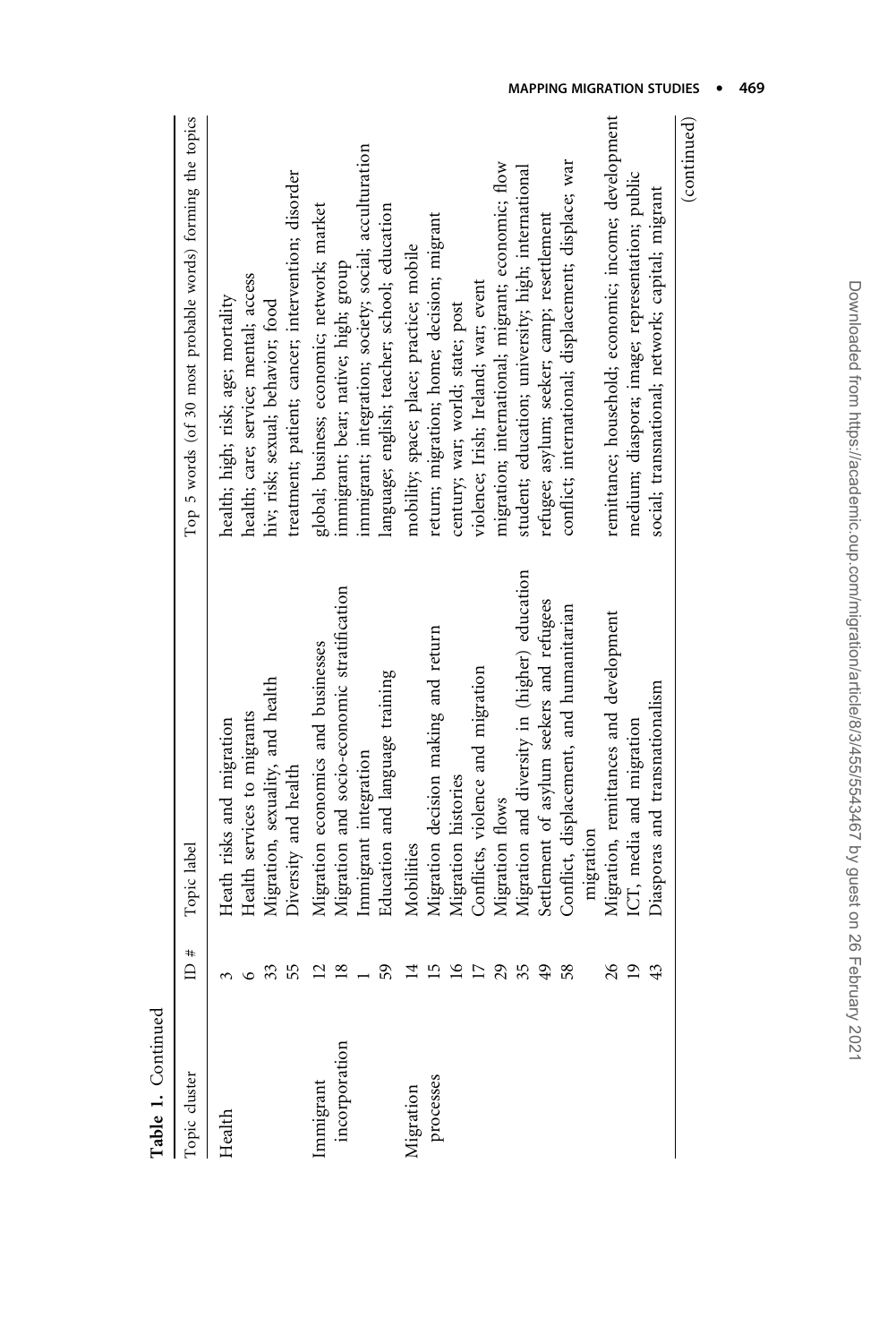**Table 1.** Continued

| Topic cluster | ID # | Topic label | Top 5 words (of 30 most probable words) forming the topics |
|---|---|---|---|
| Health | 3 | Heath risks and migration | health; high; risk; age; mortality |
| | 6 | Health services to migrants | health; care; service; mental; access |
| | 33 | Migration, sexuality, and health | hiv; risk; sexual; behavior; food |
| | 55 | Diversity and health | treatment; patient; cancer; intervention; disorder |
| Immigrant incorporation | 12 | Migration economics and businesses | global; business; economic; network; market |
| | 18 | Migration and socio-economic stratification | immigrant; bear; native; high; group |
| | 1 | Immigrant integration | immigrant; integration; society; social; acculturation |
| | 59 | Education and language training | language; english; teacher; school; education |
| Migration processes | 14 | Mobilities | mobility; space; place; practice; mobile |
| | 15 | Migration decision making and return | return; migration; home; decision; migrant |
| | 16 | Migration histories | century; war; world; state; post |
| | 17 | Conflicts, violence and migration | violence; Irish; Ireland; war; event |
| | 29 | Migration flows | migration; international; migrant; economic; flow |
| | 35 | Migration and diversity in (higher) education | student; education; university; high; international |
| | 49 | Settlement of asylum seekers and refugees | refugee; asylum; seeker; camp; resettlement |
| | 58 | Conflict, displacement, and humanitarian migration | conflict; international; displacement; displace; war |
| | 26 | Migration, remittances and development | remittance; household; economic; income; development |
| | 19 | ICT, media and migration | medium; diaspora; image; representation; public |
| | 43 | Diasporas and transnationalism | social; transnational; network; capital; migrant |

(continued)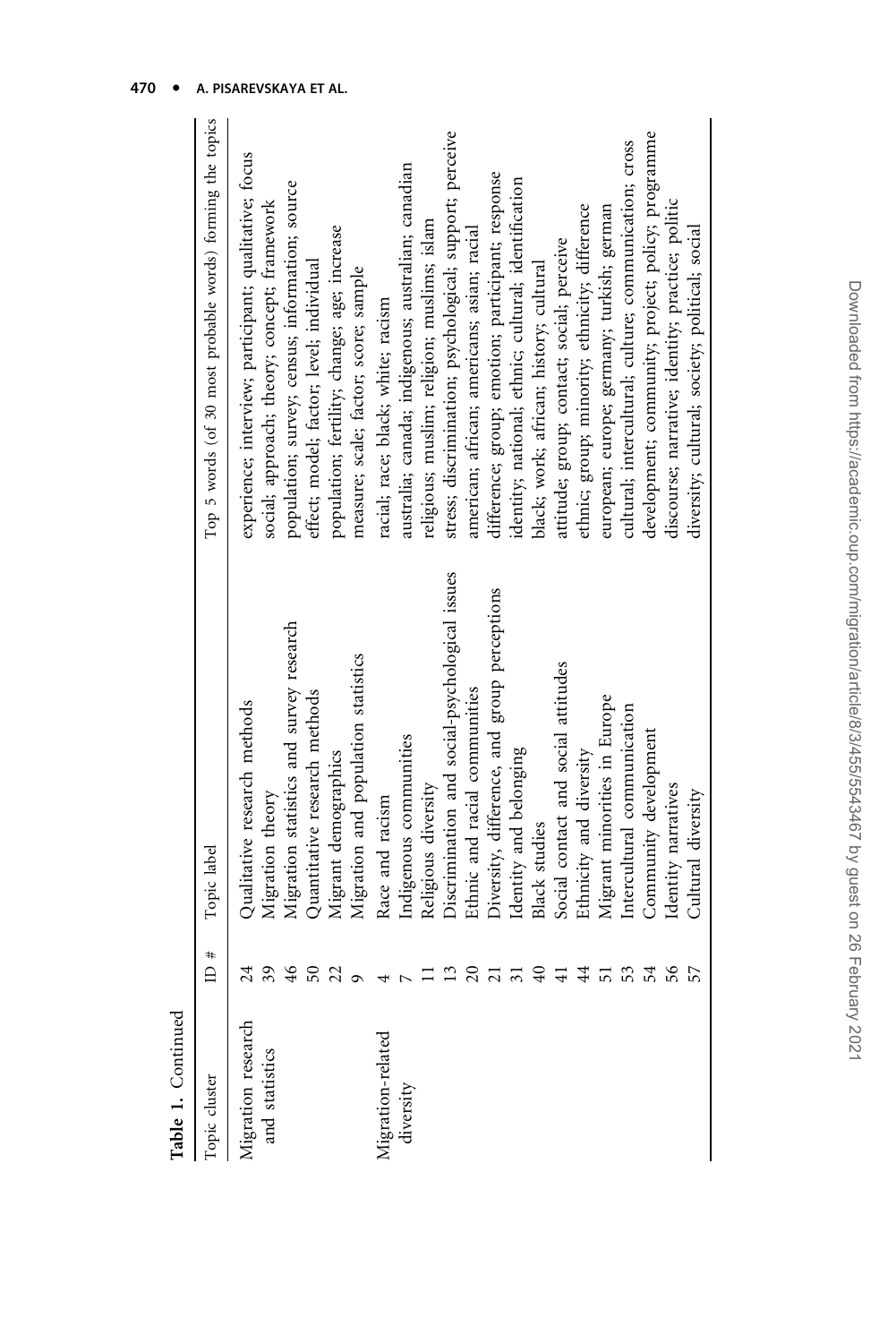**Table 1.** Continued

| Topic cluster | ID # | Topic label | Top 5 words (of 30 most probable words) forming the topics |
|---|---|---|---|
| Migration research and statistics | 24 | Qualitative research methods | experience; interview; participant; qualitative; focus |
| | 39 | Migration theory | social; approach; theory; concept; framework |
| | 46 | Migration statistics and survey research | population; survey; census; information; source |
| | 50 | Quantitative research methods | effect; model; factor; level; individual |
| | 22 | Migrant demographics | population; fertility; change; age; increase |
| | 9 | Migration and population statistics | measure; scale; factor; score; sample |
| Migration-related diversity | 4 | Race and racism | racial; race; black; white; racism |
| | 7 | Indigenous communities | australia; canada; indigenous; australian; canadian |
| | 11 | Religious diversity | religious; muslim; religion; muslims; islam |
| | 13 | Discrimination and social-psychological issues | stress; discrimination; psychological; support; perceive |
| | 20 | Ethnic and racial communities | american; african; americans; asian; racial |
| | 21 | Diversity, difference, and group perceptions | difference; group; emotion; participant; response |
| | 31 | Identity and belonging | identity; national; ethnic; cultural; identification |
| | 40 | Black studies | black; work; african; history; cultural |
| | 41 | Social contact and social attitudes | attitude; group; contact; social; perceive |
| | 44 | Ethnicity and diversity | ethnic; group; minority; ethnicity; difference |
| | 51 | Migrant minorities in Europe | european; europe; germany; turkish; german |
| | 53 | Intercultural communication | cultural; intercultural; culture; communication; cross |
| | 54 | Community development | development; community; project; policy; programme |
| | 56 | Identity narratives | discourse; narrative; identity; practice; politic |
| | 57 | Cultural diversity | diversity; cultural; society; political; social |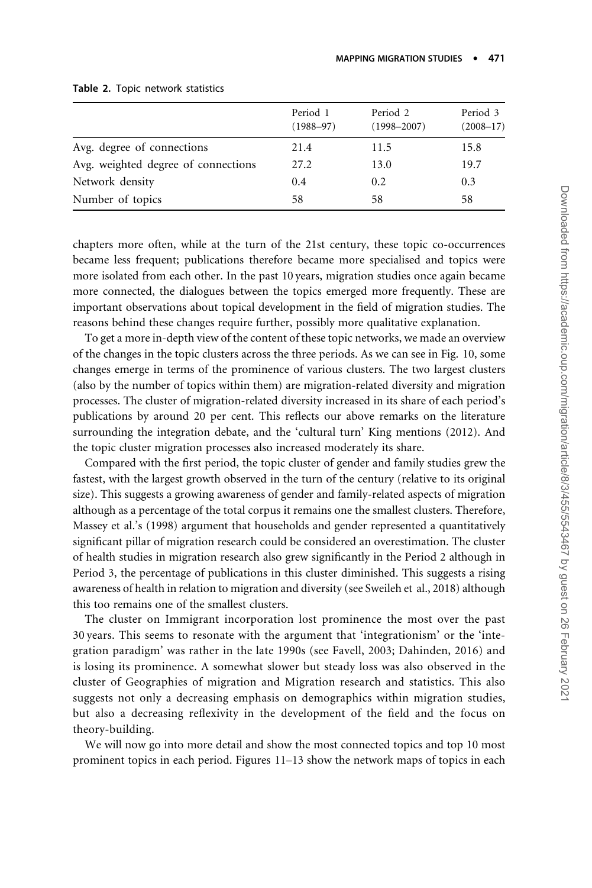**Table 2.** Topic network statistics

| | Period 1 (1988–97) | Period 2 (1998–2007) | Period 3 (2008–17) |
|---|---|---|---|
| Avg. degree of connections | 21.4 | 11.5 | 15.8 |
| Avg. weighted degree of connections | 27.2 | 13.0 | 19.7 |
| Network density | 0.4 | 0.2 | 0.3 |
| Number of topics | 58 | 58 | 58 |

chapters more often, while at the turn of the 21st century, these topic co-occurrences became less frequent; publications therefore became more specialised and topics were more isolated from each other. In the past 10 years, migration studies once again became more connected, the dialogues between the topics emerged more frequently. These are important observations about topical development in the field of migration studies. The reasons behind these changes require further, possibly more qualitative explanation.

To get a more in-depth view of the content of these topic networks, we made an overview of the changes in the topic clusters across the three periods. As we can see in Fig. 10, some changes emerge in terms of the prominence of various clusters. The two largest clusters (also by the number of topics within them) are migration-related diversity and migration processes. The cluster of migration-related diversity increased in its share of each period's publications by around 20 per cent. This reflects our above remarks on the literature surrounding the integration debate, and the 'cultural turn' King mentions (2012). And the topic cluster migration processes also increased moderately its share.

Compared with the first period, the topic cluster of gender and family studies grew the fastest, with the largest growth observed in the turn of the century (relative to its original size). This suggests a growing awareness of gender and family-related aspects of migration although as a percentage of the total corpus it remains one the smallest clusters. Therefore, Massey et al.'s (1998) argument that households and gender represented a quantitatively significant pillar of migration research could be considered an overestimation. The cluster of health studies in migration research also grew significantly in the Period 2 although in Period 3, the percentage of publications in this cluster diminished. This suggests a rising awareness of health in relation to migration and diversity (see Sweileh et al., 2018) although this too remains one of the smallest clusters.

The cluster on Immigrant incorporation lost prominence the most over the past 30 years. This seems to resonate with the argument that 'integrationism' or the 'integration paradigm' was rather in the late 1990s (see Favell, 2003; Dahinden, 2016) and is losing its prominence. A somewhat slower but steady loss was also observed in the cluster of Geographies of migration and Migration research and statistics. This also suggests not only a decreasing emphasis on demographics within migration studies, but also a decreasing reflexivity in the development of the field and the focus on theory-building.

We will now go into more detail and show the most connected topics and top 10 most prominent topics in each period. Figures 11–13 show the network maps of topics in each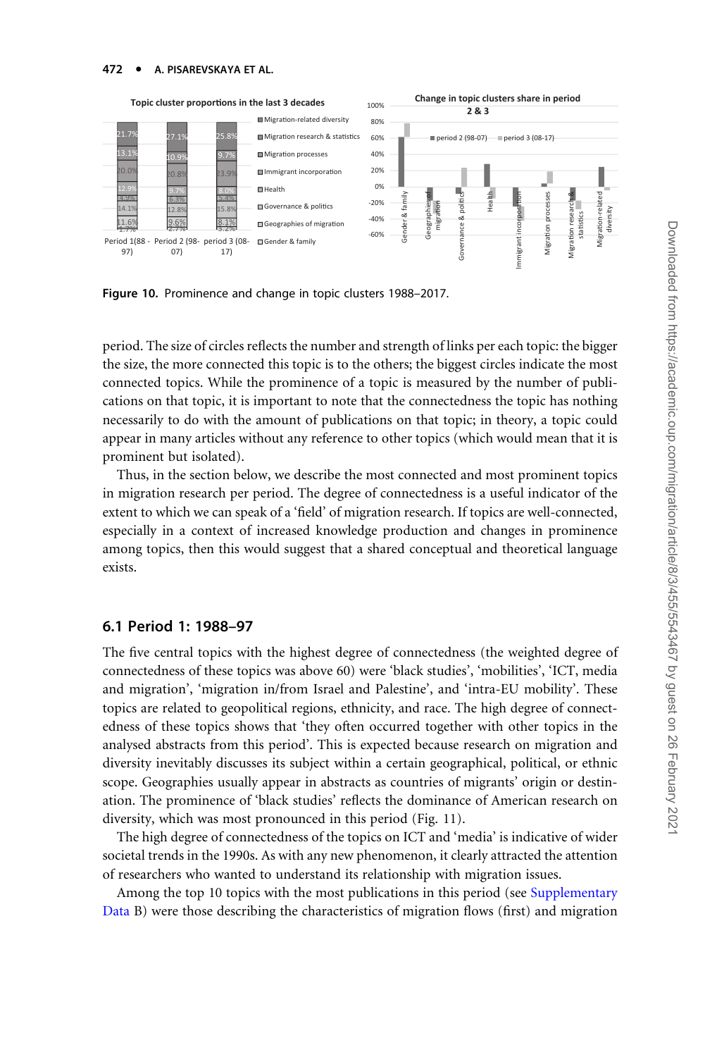**Figure 10.** Prominence and change in topic clusters 1988–2017.

period. The size of circles reflects the number and strength of links per each topic: the bigger the size, the more connected this topic is to the others; the biggest circles indicate the most connected topics. While the prominence of a topic is measured by the number of publications on that topic, it is important to note that the connectedness the topic has nothing necessarily to do with the amount of publications on that topic; in theory, a topic could appear in many articles without any reference to other topics (which would mean that it is prominent but isolated).

Thus, in the section below, we describe the most connected and most prominent topics in migration research per period. The degree of connectedness is a useful indicator of the extent to which we can speak of a 'field' of migration research. If topics are well-connected, especially in a context of increased knowledge production and changes in prominence among topics, then this would suggest that a shared conceptual and theoretical language exists.

## 6.1 Period 1: 1988–97

The five central topics with the highest degree of connectedness (the weighted degree of connectedness of these topics was above 60) were 'black studies', 'mobilities', 'ICT, media and migration', 'migration in/from Israel and Palestine', and 'intra-EU mobility'. These topics are related to geopolitical regions, ethnicity, and race. The high degree of connectedness of these topics shows that 'they often occurred together with other topics in the analysed abstracts from this period'. This is expected because research on migration and diversity inevitably discusses its subject within a certain geographical, political, or ethnic scope. Geographies usually appear in abstracts as countries of migrants' origin or destination. The prominence of 'black studies' reflects the dominance of American research on diversity, which was most pronounced in this period (Fig. 11).

The high degree of connectedness of the topics on ICT and 'media' is indicative of wider societal trends in the 1990s. As with any new phenomenon, it clearly attracted the attention of researchers who wanted to understand its relationship with migration issues.

Among the top 10 topics with the most publications in this period (see Supplementary Data B) were those describing the characteristics of migration flows (first) and migration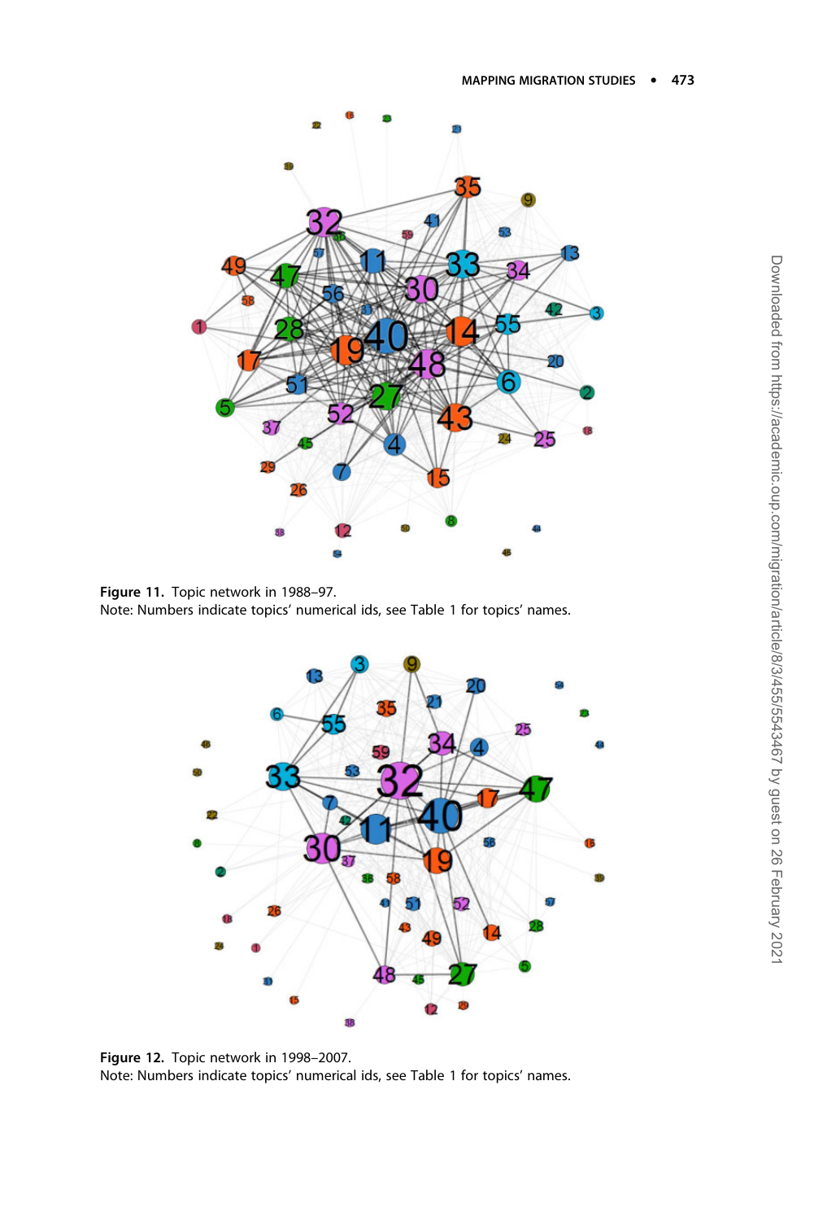Figure 11. Topic network in 1988–97.
Note: Numbers indicate topics' numerical ids, see Table 1 for topics' names.

Figure 12. Topic network in 1998–2007.
Note: Numbers indicate topics' numerical ids, see Table 1 for topics' names.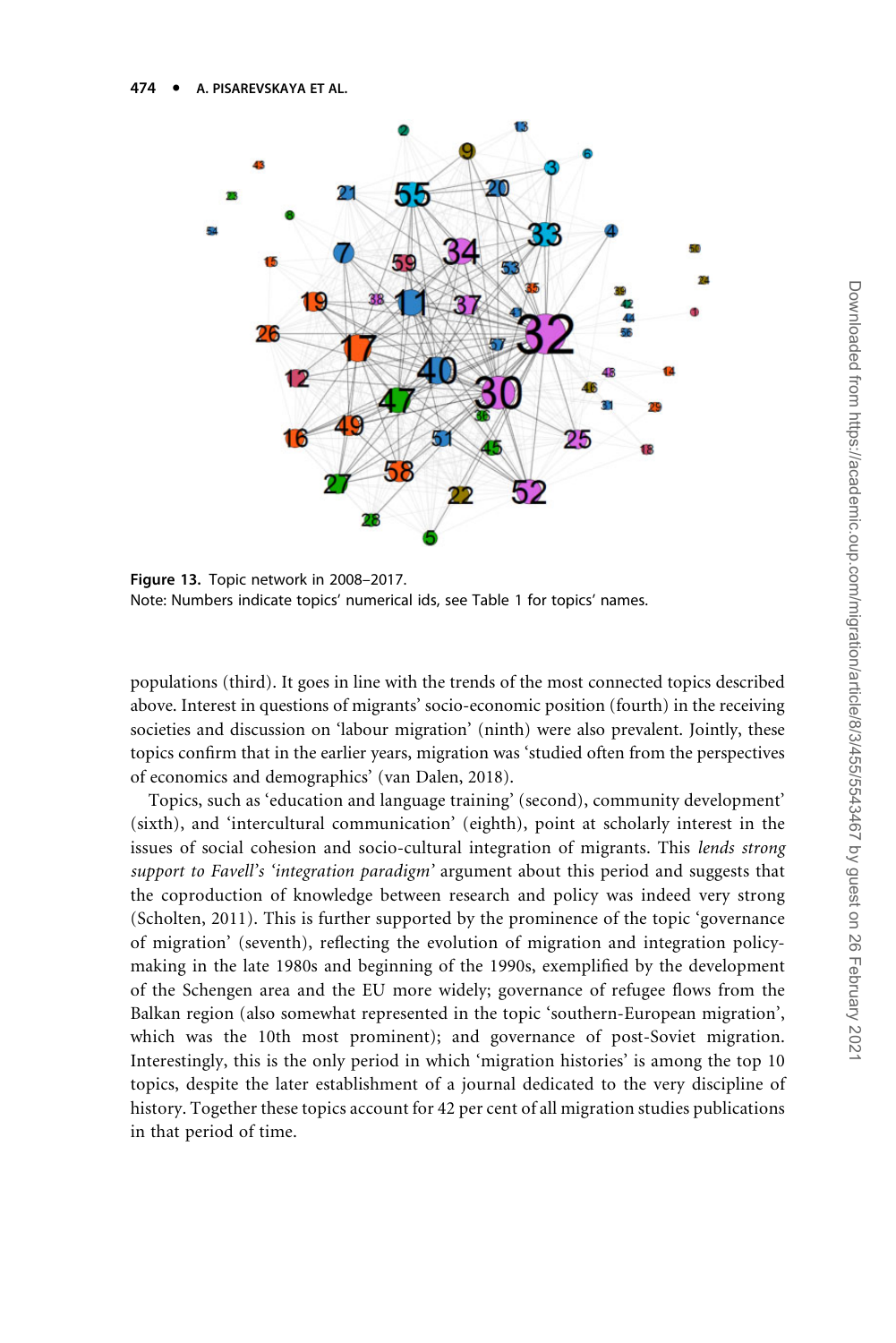Figure 13. Topic network in 2008–2017.
Note: Numbers indicate topics' numerical ids, see Table 1 for topics' names.

populations (third). It goes in line with the trends of the most connected topics described above. Interest in questions of migrants' socio-economic position (fourth) in the receiving societies and discussion on 'labour migration' (ninth) were also prevalent. Jointly, these topics confirm that in the earlier years, migration was 'studied often from the perspectives of economics and demographics' (van Dalen, 2018).

Topics, such as 'education and language training' (second), community development' (sixth), and 'intercultural communication' (eighth), point at scholarly interest in the issues of social cohesion and socio-cultural integration of migrants. This *lends strong support to Favell's 'integration paradigm'* argument about this period and suggests that the coproduction of knowledge between research and policy was indeed very strong (Scholten, 2011). This is further supported by the prominence of the topic 'governance of migration' (seventh), reflecting the evolution of migration and integration policy-making in the late 1980s and beginning of the 1990s, exemplified by the development of the Schengen area and the EU more widely; governance of refugee flows from the Balkan region (also somewhat represented in the topic 'southern-European migration', which was the 10th most prominent); and governance of post-Soviet migration. Interestingly, this is the only period in which 'migration histories' is among the top 10 topics, despite the later establishment of a journal dedicated to the very discipline of history. Together these topics account for 42 per cent of all migration studies publications in that period of time.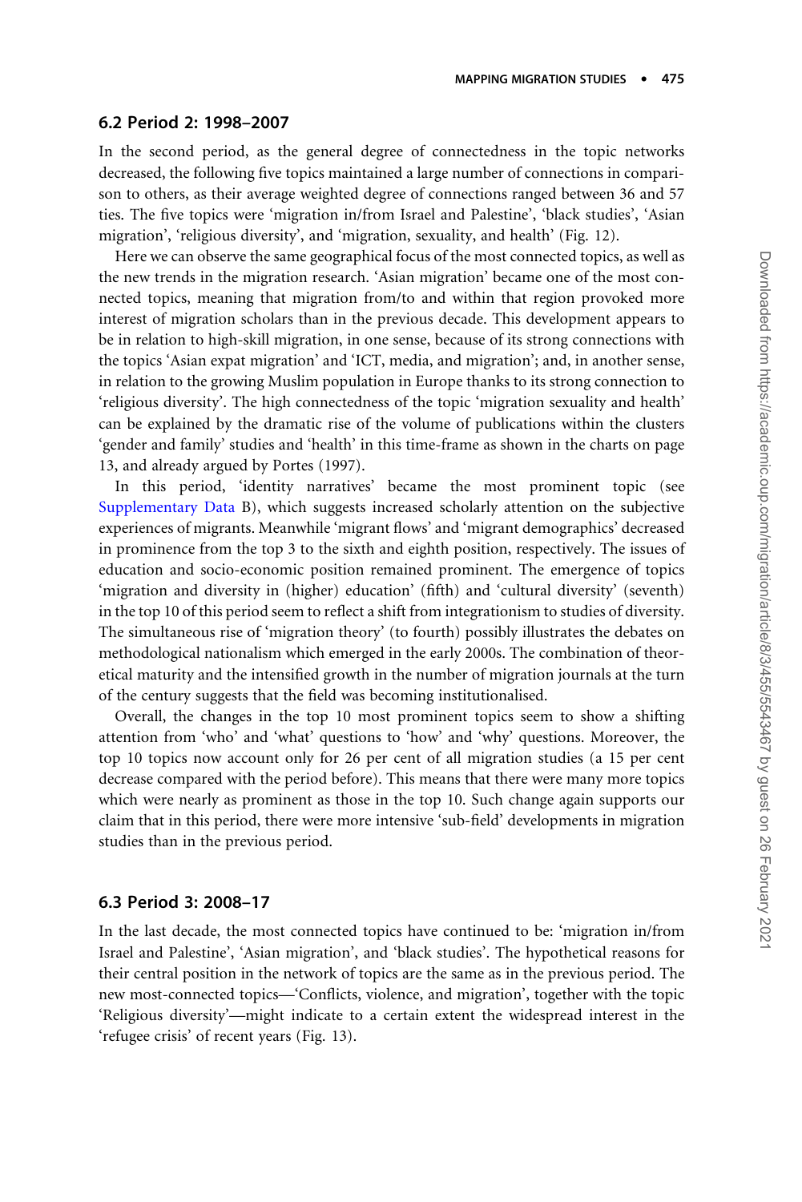## 6.2 Period 2: 1998–2007

In the second period, as the general degree of connectedness in the topic networks decreased, the following five topics maintained a large number of connections in comparison to others, as their average weighted degree of connections ranged between 36 and 57 ties. The five topics were 'migration in/from Israel and Palestine', 'black studies', 'Asian migration', 'religious diversity', and 'migration, sexuality, and health' (Fig. 12).

Here we can observe the same geographical focus of the most connected topics, as well as the new trends in the migration research. 'Asian migration' became one of the most connected topics, meaning that migration from/to and within that region provoked more interest of migration scholars than in the previous decade. This development appears to be in relation to high-skill migration, in one sense, because of its strong connections with the topics 'Asian expat migration' and 'ICT, media, and migration'; and, in another sense, in relation to the growing Muslim population in Europe thanks to its strong connection to 'religious diversity'. The high connectedness of the topic 'migration sexuality and health' can be explained by the dramatic rise of the volume of publications within the clusters 'gender and family' studies and 'health' in this time-frame as shown in the charts on page 13, and already argued by Portes (1997).

In this period, 'identity narratives' became the most prominent topic (see Supplementary Data B), which suggests increased scholarly attention on the subjective experiences of migrants. Meanwhile 'migrant flows' and 'migrant demographics' decreased in prominence from the top 3 to the sixth and eighth position, respectively. The issues of education and socio-economic position remained prominent. The emergence of topics 'migration and diversity in (higher) education' (fifth) and 'cultural diversity' (seventh) in the top 10 of this period seem to reflect a shift from integrationism to studies of diversity. The simultaneous rise of 'migration theory' (to fourth) possibly illustrates the debates on methodological nationalism which emerged in the early 2000s. The combination of theoretical maturity and the intensified growth in the number of migration journals at the turn of the century suggests that the field was becoming institutionalised.

Overall, the changes in the top 10 most prominent topics seem to show a shifting attention from 'who' and 'what' questions to 'how' and 'why' questions. Moreover, the top 10 topics now account only for 26 per cent of all migration studies (a 15 per cent decrease compared with the period before). This means that there were many more topics which were nearly as prominent as those in the top 10. Such change again supports our claim that in this period, there were more intensive 'sub-field' developments in migration studies than in the previous period.

## 6.3 Period 3: 2008–17

In the last decade, the most connected topics have continued to be: 'migration in/from Israel and Palestine', 'Asian migration', and 'black studies'. The hypothetical reasons for their central position in the network of topics are the same as in the previous period. The new most-connected topics—'Conflicts, violence, and migration', together with the topic 'Religious diversity'—might indicate to a certain extent the widespread interest in the 'refugee crisis' of recent years (Fig. 13).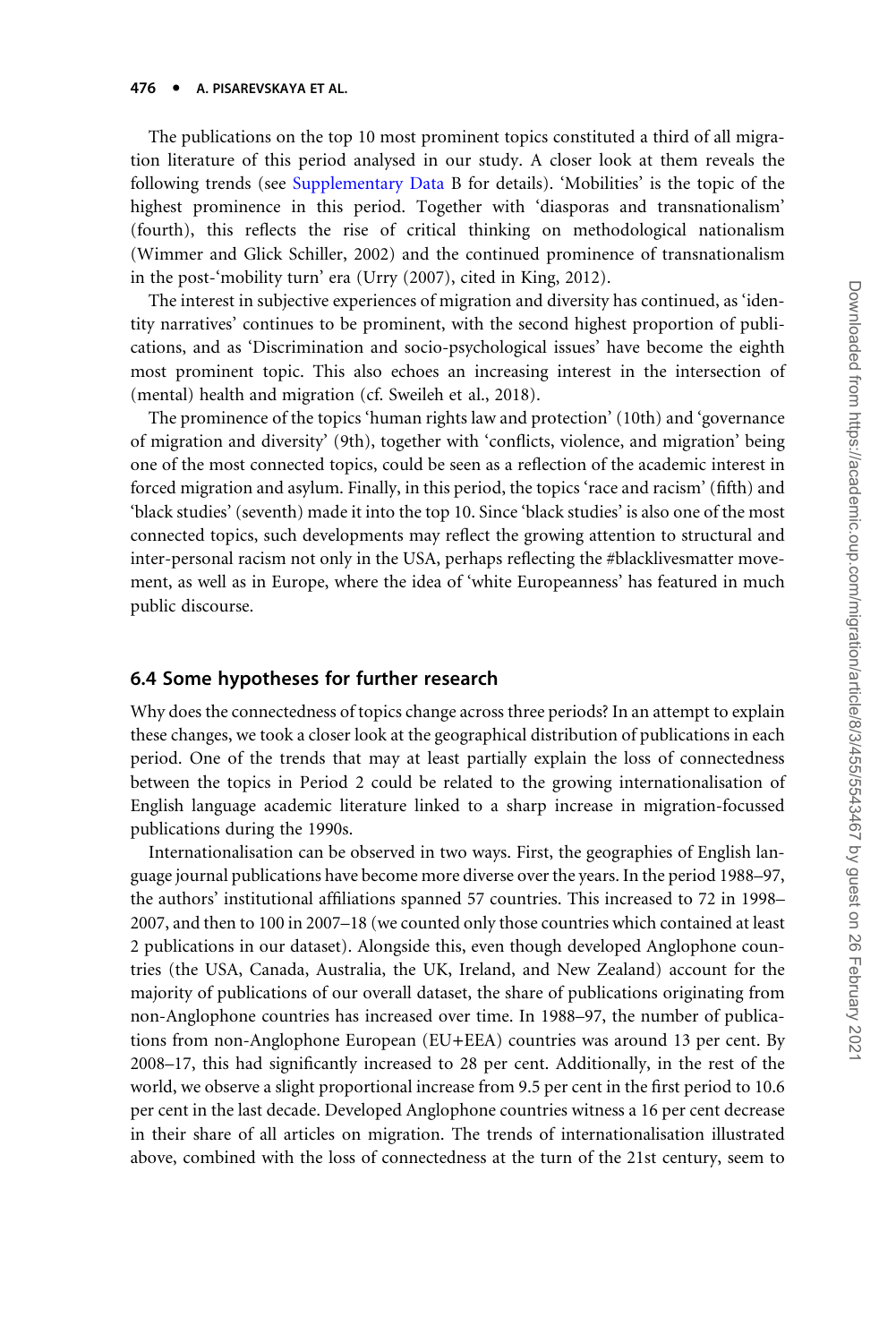The publications on the top 10 most prominent topics constituted a third of all migration literature of this period analysed in our study. A closer look at them reveals the following trends (see Supplementary Data B for details). 'Mobilities' is the topic of the highest prominence in this period. Together with 'diasporas and transnationalism' (fourth), this reflects the rise of critical thinking on methodological nationalism (Wimmer and Glick Schiller, 2002) and the continued prominence of transnationalism in the post-'mobility turn' era (Urry (2007), cited in King, 2012).

The interest in subjective experiences of migration and diversity has continued, as 'identity narratives' continues to be prominent, with the second highest proportion of publications, and as 'Discrimination and socio-psychological issues' have become the eighth most prominent topic. This also echoes an increasing interest in the intersection of (mental) health and migration (cf. Sweileh et al., 2018).

The prominence of the topics 'human rights law and protection' (10th) and 'governance of migration and diversity' (9th), together with 'conflicts, violence, and migration' being one of the most connected topics, could be seen as a reflection of the academic interest in forced migration and asylum. Finally, in this period, the topics 'race and racism' (fifth) and 'black studies' (seventh) made it into the top 10. Since 'black studies' is also one of the most connected topics, such developments may reflect the growing attention to structural and inter-personal racism not only in the USA, perhaps reflecting the #blacklivesmatter movement, as well as in Europe, where the idea of 'white Europeanness' has featured in much public discourse.

### 6.4 Some hypotheses for further research

Why does the connectedness of topics change across three periods? In an attempt to explain these changes, we took a closer look at the geographical distribution of publications in each period. One of the trends that may at least partially explain the loss of connectedness between the topics in Period 2 could be related to the growing internationalisation of English language academic literature linked to a sharp increase in migration-focussed publications during the 1990s.

Internationalisation can be observed in two ways. First, the geographies of English language journal publications have become more diverse over the years. In the period 1988–97, the authors' institutional affiliations spanned 57 countries. This increased to 72 in 1998–2007, and then to 100 in 2007–18 (we counted only those countries which contained at least 2 publications in our dataset). Alongside this, even though developed Anglophone countries (the USA, Canada, Australia, the UK, Ireland, and New Zealand) account for the majority of publications of our overall dataset, the share of publications originating from non-Anglophone countries has increased over time. In 1988–97, the number of publications from non-Anglophone European (EU+EEA) countries was around 13 per cent. By 2008–17, this had significantly increased to 28 per cent. Additionally, in the rest of the world, we observe a slight proportional increase from 9.5 per cent in the first period to 10.6 per cent in the last decade. Developed Anglophone countries witness a 16 per cent decrease in their share of all articles on migration. The trends of internationalisation illustrated above, combined with the loss of connectedness at the turn of the 21st century, seem to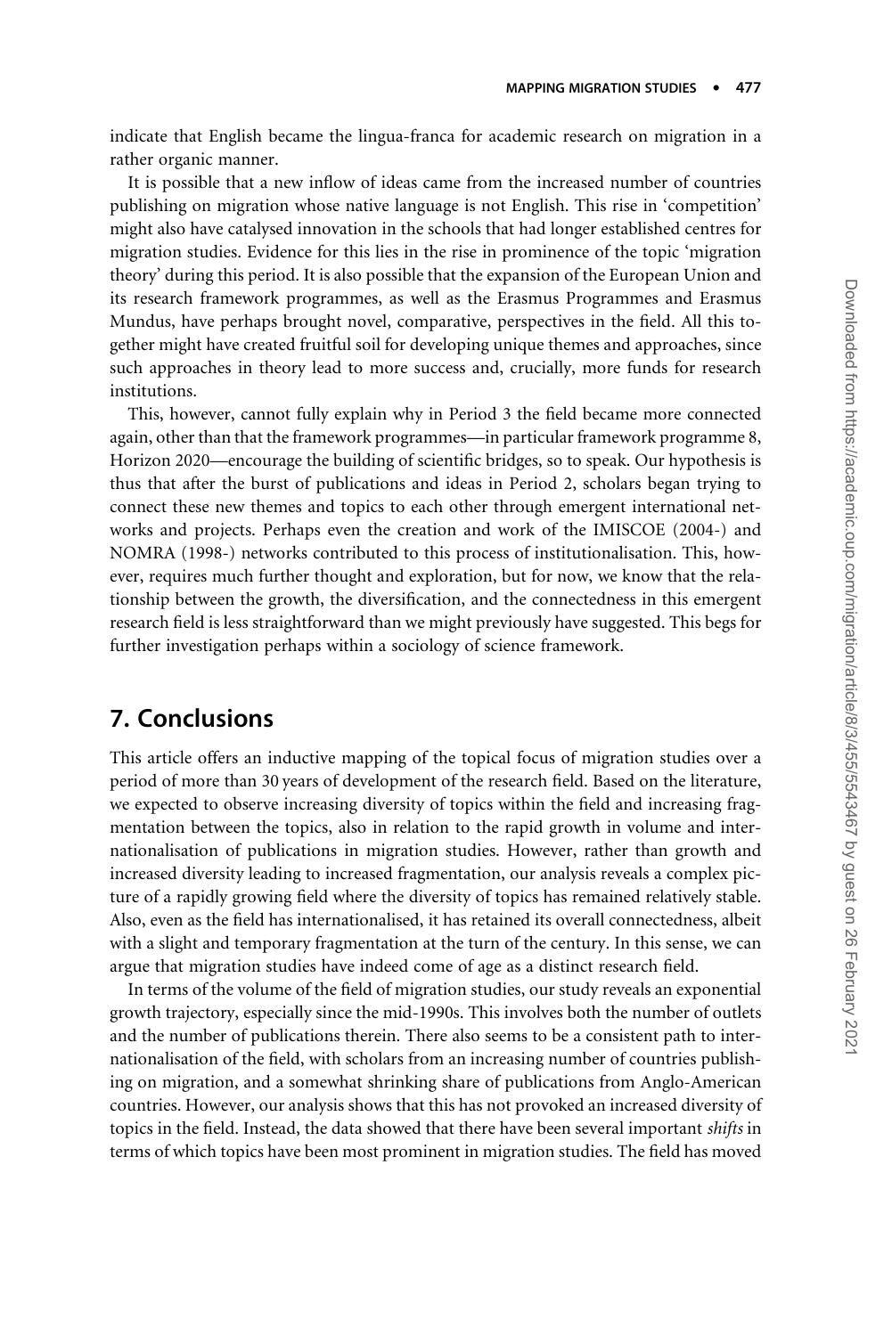indicate that English became the lingua-franca for academic research on migration in a rather organic manner.

It is possible that a new inflow of ideas came from the increased number of countries publishing on migration whose native language is not English. This rise in 'competition' might also have catalysed innovation in the schools that had longer established centres for migration studies. Evidence for this lies in the rise in prominence of the topic 'migration theory' during this period. It is also possible that the expansion of the European Union and its research framework programmes, as well as the Erasmus Programmes and Erasmus Mundus, have perhaps brought novel, comparative, perspectives in the field. All this together might have created fruitful soil for developing unique themes and approaches, since such approaches in theory lead to more success and, crucially, more funds for research institutions.

This, however, cannot fully explain why in Period 3 the field became more connected again, other than that the framework programmes—in particular framework programme 8, Horizon 2020—encourage the building of scientific bridges, so to speak. Our hypothesis is thus that after the burst of publications and ideas in Period 2, scholars began trying to connect these new themes and topics to each other through emergent international networks and projects. Perhaps even the creation and work of the IMISCOE (2004-) and NOMRA (1998-) networks contributed to this process of institutionalisation. This, however, requires much further thought and exploration, but for now, we know that the relationship between the growth, the diversification, and the connectedness in this emergent research field is less straightforward than we might previously have suggested. This begs for further investigation perhaps within a sociology of science framework.

## 7. Conclusions

This article offers an inductive mapping of the topical focus of migration studies over a period of more than 30 years of development of the research field. Based on the literature, we expected to observe increasing diversity of topics within the field and increasing fragmentation between the topics, also in relation to the rapid growth in volume and internationalisation of publications in migration studies. However, rather than growth and increased diversity leading to increased fragmentation, our analysis reveals a complex picture of a rapidly growing field where the diversity of topics has remained relatively stable. Also, even as the field has internationalised, it has retained its overall connectedness, albeit with a slight and temporary fragmentation at the turn of the century. In this sense, we can argue that migration studies have indeed come of age as a distinct research field.

In terms of the volume of the field of migration studies, our study reveals an exponential growth trajectory, especially since the mid-1990s. This involves both the number of outlets and the number of publications therein. There also seems to be a consistent path to internationalisation of the field, with scholars from an increasing number of countries publishing on migration, and a somewhat shrinking share of publications from Anglo-American countries. However, our analysis shows that this has not provoked an increased diversity of topics in the field. Instead, the data showed that there have been several important *shifts* in terms of which topics have been most prominent in migration studies. The field has moved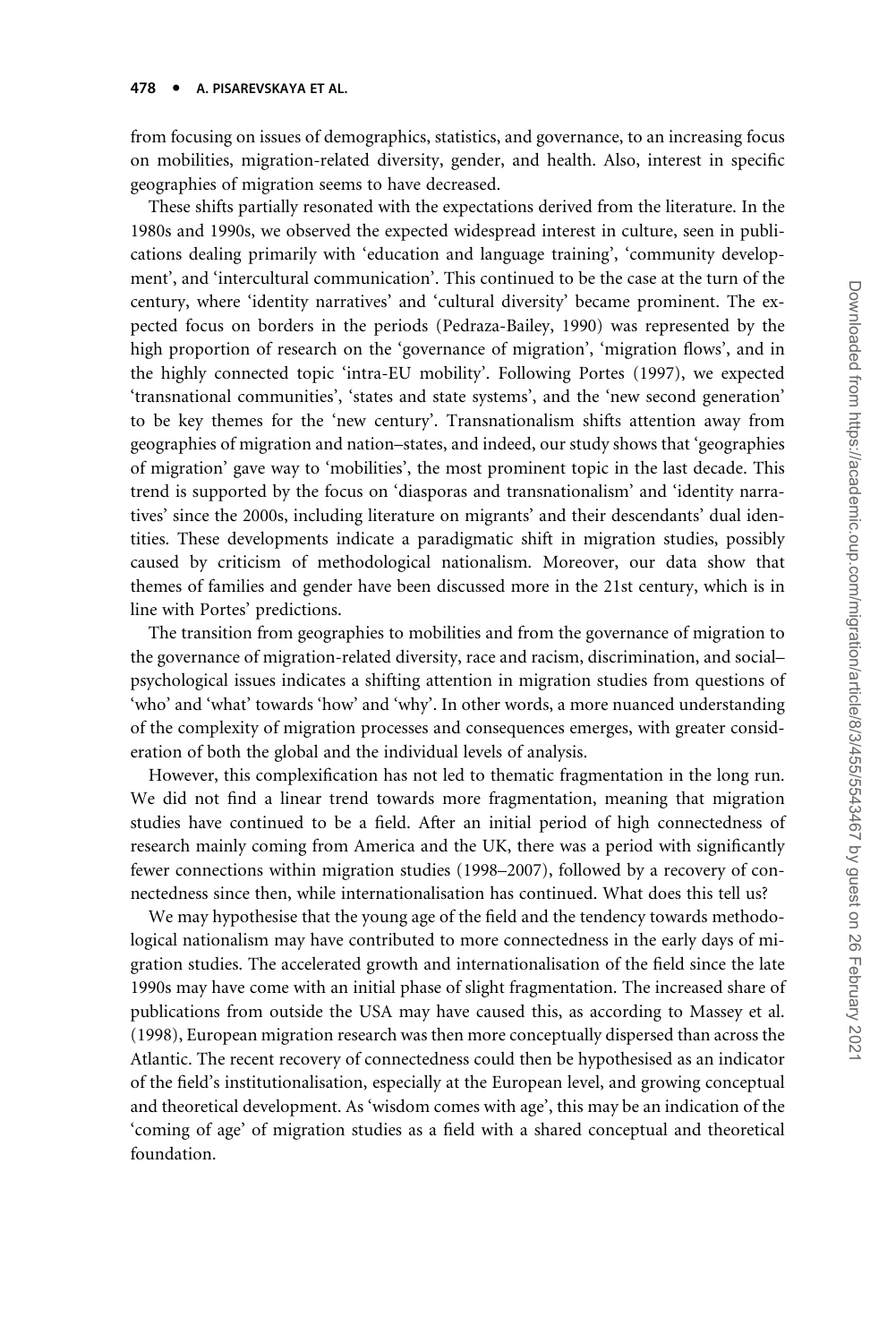from focusing on issues of demographics, statistics, and governance, to an increasing focus on mobilities, migration-related diversity, gender, and health. Also, interest in specific geographies of migration seems to have decreased.

These shifts partially resonated with the expectations derived from the literature. In the 1980s and 1990s, we observed the expected widespread interest in culture, seen in publications dealing primarily with 'education and language training', 'community development', and 'intercultural communication'. This continued to be the case at the turn of the century, where 'identity narratives' and 'cultural diversity' became prominent. The expected focus on borders in the periods (Pedraza-Bailey, 1990) was represented by the high proportion of research on the 'governance of migration', 'migration flows', and in the highly connected topic 'intra-EU mobility'. Following Portes (1997), we expected 'transnational communities', 'states and state systems', and the 'new second generation' to be key themes for the 'new century'. Transnationalism shifts attention away from geographies of migration and nation–states, and indeed, our study shows that 'geographies of migration' gave way to 'mobilities', the most prominent topic in the last decade. This trend is supported by the focus on 'diasporas and transnationalism' and 'identity narratives' since the 2000s, including literature on migrants' and their descendants' dual identities. These developments indicate a paradigmatic shift in migration studies, possibly caused by criticism of methodological nationalism. Moreover, our data show that themes of families and gender have been discussed more in the 21st century, which is in line with Portes' predictions.

The transition from geographies to mobilities and from the governance of migration to the governance of migration-related diversity, race and racism, discrimination, and social–psychological issues indicates a shifting attention in migration studies from questions of 'who' and 'what' towards 'how' and 'why'. In other words, a more nuanced understanding of the complexity of migration processes and consequences emerges, with greater consideration of both the global and the individual levels of analysis.

However, this complexification has not led to thematic fragmentation in the long run. We did not find a linear trend towards more fragmentation, meaning that migration studies have continued to be a field. After an initial period of high connectedness of research mainly coming from America and the UK, there was a period with significantly fewer connections within migration studies (1998–2007), followed by a recovery of connectedness since then, while internationalisation has continued. What does this tell us?

We may hypothesise that the young age of the field and the tendency towards methodological nationalism may have contributed to more connectedness in the early days of migration studies. The accelerated growth and internationalisation of the field since the late 1990s may have come with an initial phase of slight fragmentation. The increased share of publications from outside the USA may have caused this, as according to Massey et al. (1998), European migration research was then more conceptually dispersed than across the Atlantic. The recent recovery of connectedness could then be hypothesised as an indicator of the field's institutionalisation, especially at the European level, and growing conceptual and theoretical development. As 'wisdom comes with age', this may be an indication of the 'coming of age' of migration studies as a field with a shared conceptual and theoretical foundation.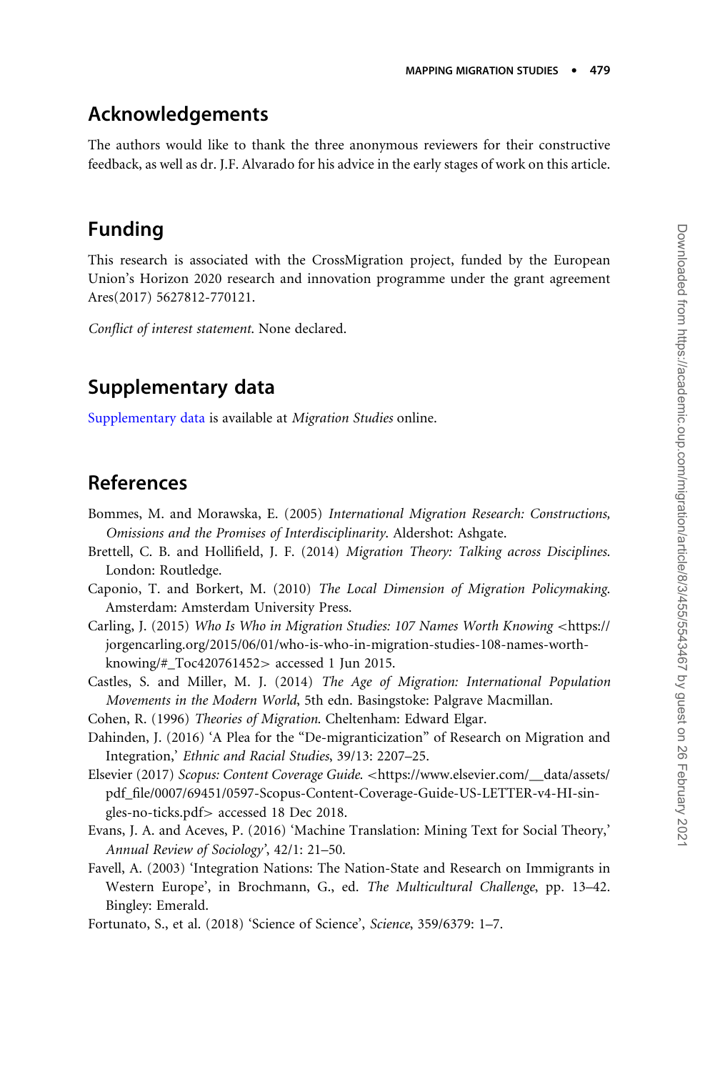## Acknowledgements

The authors would like to thank the three anonymous reviewers for their constructive feedback, as well as dr. J.F. Alvarado for his advice in the early stages of work on this article.

## Funding

This research is associated with the CrossMigration project, funded by the European Union's Horizon 2020 research and innovation programme under the grant agreement Ares(2017) 5627812-770121.

*Conflict of interest statement.* None declared.

## Supplementary data

Supplementary data is available at *Migration Studies* online.

## References

Bommes, M. and Morawska, E. (2005) *International Migration Research: Constructions, Omissions and the Promises of Interdisciplinarity*. Aldershot: Ashgate.

Brettell, C. B. and Hollifield, J. F. (2014) *Migration Theory: Talking across Disciplines*. London: Routledge.

Caponio, T. and Borkert, M. (2010) *The Local Dimension of Migration Policymaking*. Amsterdam: Amsterdam University Press.

Carling, J. (2015) *Who Is Who in Migration Studies: 107 Names Worth Knowing* <https://jorgencarling.org/2015/06/01/who-is-who-in-migration-studies-108-names-worth-knowing/#_Toc420761452> accessed 1 Jun 2015.

Castles, S. and Miller, M. J. (2014) *The Age of Migration: International Population Movements in the Modern World*, 5th edn. Basingstoke: Palgrave Macmillan.

Cohen, R. (1996) *Theories of Migration*. Cheltenham: Edward Elgar.

Dahinden, J. (2016) 'A Plea for the "De-migranticization" of Research on Migration and Integration,' *Ethnic and Racial Studies*, 39/13: 2207–25.

Elsevier (2017) *Scopus: Content Coverage Guide*. <https://www.elsevier.com/__data/assets/pdf_file/0007/69451/0597-Scopus-Content-Coverage-Guide-US-LETTER-v4-HI-singles-no-ticks.pdf> accessed 18 Dec 2018.

Evans, J. A. and Aceves, P. (2016) 'Machine Translation: Mining Text for Social Theory,' *Annual Review of Sociology*', 42/1: 21–50.

Favell, A. (2003) 'Integration Nations: The Nation-State and Research on Immigrants in Western Europe', in Brochmann, G., ed. *The Multicultural Challenge*, pp. 13–42. Bingley: Emerald.

Fortunato, S., et al. (2018) 'Science of Science', *Science*, 359/6379: 1–7.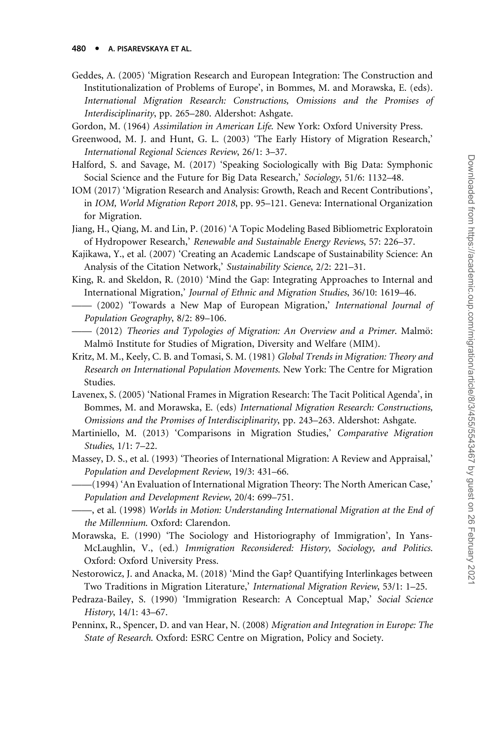Geddes, A. (2005) 'Migration Research and European Integration: The Construction and Institutionalization of Problems of Europe', in Bommes, M. and Morawska, E. (eds). *International Migration Research: Constructions, Omissions and the Promises of Interdisciplinarity*, pp. 265–280. Aldershot: Ashgate.

Gordon, M. (1964) *Assimilation in American Life*. New York: Oxford University Press.

Greenwood, M. J. and Hunt, G. L. (2003) 'The Early History of Migration Research,' *International Regional Sciences Review*, 26/1: 3–37.

Halford, S. and Savage, M. (2017) 'Speaking Sociologically with Big Data: Symphonic Social Science and the Future for Big Data Research,' *Sociology*, 51/6: 1132–48.

IOM (2017) 'Migration Research and Analysis: Growth, Reach and Recent Contributions', in *IOM, World Migration Report 2018*, pp. 95–121. Geneva: International Organization for Migration.

Jiang, H., Qiang, M. and Lin, P. (2016) 'A Topic Modeling Based Bibliometric Exploratoin of Hydropower Research,' *Renewable and Sustainable Energy Reviews*, 57: 226–37.

Kajikawa, Y., et al. (2007) 'Creating an Academic Landscape of Sustainability Science: An Analysis of the Citation Network,' *Sustainability Science*, 2/2: 221–31.

King, R. and Skeldon, R. (2010) 'Mind the Gap: Integrating Approaches to Internal and International Migration,' *Journal of Ethnic and Migration Studies*, 36/10: 1619–46.

—— (2002) 'Towards a New Map of European Migration,' *International Journal of Population Geography*, 8/2: 89–106.

—— (2012) *Theories and Typologies of Migration: An Overview and a Primer*. Malmö: Malmö Institute for Studies of Migration, Diversity and Welfare (MIM).

Kritz, M. M., Keely, C. B. and Tomasi, S. M. (1981) *Global Trends in Migration: Theory and Research on International Population Movements*. New York: The Centre for Migration Studies.

Lavenex, S. (2005) 'National Frames in Migration Research: The Tacit Political Agenda', in Bommes, M. and Morawska, E. (eds) *International Migration Research: Constructions, Omissions and the Promises of Interdisciplinarity*, pp. 243–263. Aldershot: Ashgate.

Martiniello, M. (2013) 'Comparisons in Migration Studies,' *Comparative Migration Studies*, 1/1: 7–22.

Massey, D. S., et al. (1993) 'Theories of International Migration: A Review and Appraisal,' *Population and Development Review*, 19/3: 431–66.

——(1994) 'An Evaluation of International Migration Theory: The North American Case,' *Population and Development Review*, 20/4: 699–751.

——, et al. (1998) *Worlds in Motion: Understanding International Migration at the End of the Millennium*. Oxford: Clarendon.

Morawska, E. (1990) 'The Sociology and Historiography of Immigration', In Yans-McLaughlin, V., (ed.) *Immigration Reconsidered: History, Sociology, and Politics*. Oxford: Oxford University Press.

Nestorowicz, J. and Anacka, M. (2018) 'Mind the Gap? Quantifying Interlinkages between Two Traditions in Migration Literature,' *International Migration Review*, 53/1: 1–25.

Pedraza-Bailey, S. (1990) 'Immigration Research: A Conceptual Map,' *Social Science History*, 14/1: 43–67.

Penninx, R., Spencer, D. and van Hear, N. (2008) *Migration and Integration in Europe: The State of Research*. Oxford: ESRC Centre on Migration, Policy and Society.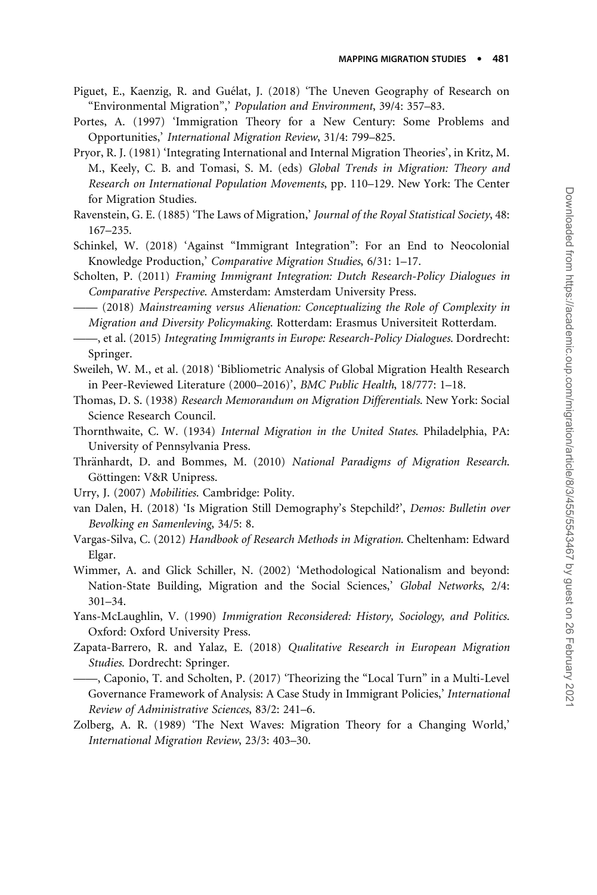Piguet, E., Kaenzig, R. and Guélat, J. (2018) 'The Uneven Geography of Research on "Environmental Migration",' *Population and Environment*, 39/4: 357–83.

Portes, A. (1997) 'Immigration Theory for a New Century: Some Problems and Opportunities,' *International Migration Review*, 31/4: 799–825.

Pryor, R. J. (1981) 'Integrating International and Internal Migration Theories', in Kritz, M. M., Keely, C. B. and Tomasi, S. M. (eds) *Global Trends in Migration: Theory and Research on International Population Movements*, pp. 110–129. New York: The Center for Migration Studies.

Ravenstein, G. E. (1885) 'The Laws of Migration,' *Journal of the Royal Statistical Society*, 48: 167–235.

Schinkel, W. (2018) 'Against "Immigrant Integration": For an End to Neocolonial Knowledge Production,' *Comparative Migration Studies*, 6/31: 1–17.

Scholten, P. (2011) *Framing Immigrant Integration: Dutch Research-Policy Dialogues in Comparative Perspective*. Amsterdam: Amsterdam University Press.

—— (2018) *Mainstreaming versus Alienation: Conceptualizing the Role of Complexity in Migration and Diversity Policymaking*. Rotterdam: Erasmus Universiteit Rotterdam.

——, et al. (2015) *Integrating Immigrants in Europe: Research-Policy Dialogues*. Dordrecht: Springer.

Sweileh, W. M., et al. (2018) 'Bibliometric Analysis of Global Migration Health Research in Peer-Reviewed Literature (2000–2016)', *BMC Public Health*, 18/777: 1–18.

Thomas, D. S. (1938) *Research Memorandum on Migration Differentials*. New York: Social Science Research Council.

Thornthwaite, C. W. (1934) *Internal Migration in the United States*. Philadelphia, PA: University of Pennsylvania Press.

Thränhardt, D. and Bommes, M. (2010) *National Paradigms of Migration Research*. Göttingen: V&R Unipress.

Urry, J. (2007) *Mobilities*. Cambridge: Polity.

van Dalen, H. (2018) 'Is Migration Still Demography's Stepchild?', *Demos: Bulletin over Bevolking en Samenleving*, 34/5: 8.

Vargas-Silva, C. (2012) *Handbook of Research Methods in Migration*. Cheltenham: Edward Elgar.

Wimmer, A. and Glick Schiller, N. (2002) 'Methodological Nationalism and beyond: Nation-State Building, Migration and the Social Sciences,' *Global Networks*, 2/4: 301–34.

Yans-McLaughlin, V. (1990) *Immigration Reconsidered: History, Sociology, and Politics*. Oxford: Oxford University Press.

Zapata-Barrero, R. and Yalaz, E. (2018) *Qualitative Research in European Migration Studies*. Dordrecht: Springer.

——, Caponio, T. and Scholten, P. (2017) 'Theorizing the "Local Turn" in a Multi-Level Governance Framework of Analysis: A Case Study in Immigrant Policies,' *International Review of Administrative Sciences*, 83/2: 241–6.

Zolberg, A. R. (1989) 'The Next Waves: Migration Theory for a Changing World,' *International Migration Review*, 23/3: 403–30.